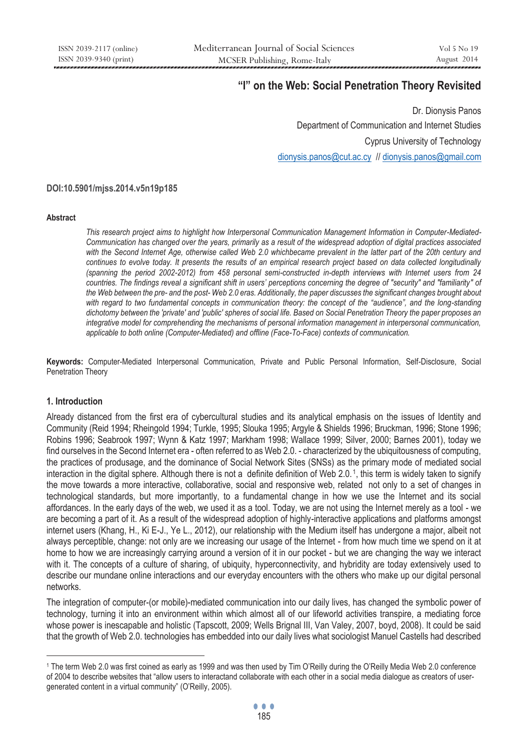# "I" on the Web: Social Penetration Theory Revisited

Dr. Dionysis Panos

Department of Communication and Internet Studies

Cyprus University of Technology

dionysis.panos@cut.ac.cy // dionysis.panos@gmail.com

**DOI:10.5901/mjss.2014.v5n19p185**

#### Abstract

*This research project aims to highlight how Interpersonal Communication Management Information in Computer-Mediated-Communication has changed over the years, primarily as a result of the widespread adoption of digital practices associated with the Second Internet Age, otherwise called Web 2.0 whichbecame prevalent in the latter part of the 20th century and continues to evolve today. It presents the results of an empirical research project based on data collected longitudinally (spanning the period 2002-2012) from 458 personal semi-constructed in-depth interviews with Internet users from 24 countries. The findings reveal a significant shift in users' perceptions concerning the degree of "security" and "familiarity" of the Web between the pre- and the post- Web 2.0 eras. Additionally, the paper discusses the significant changes brought about with regard to two fundamental concepts in communication theory: the concept of the "audience", and the long-standing dichotomy between the 'private' and 'public' spheres of social life. Based on Social Penetration Theory the paper proposes an integrative model for comprehending the mechanisms of personal information management in interpersonal communication, applicable to both online (Computer-Mediated) and offline (Face-To-Face) contexts of communication.*

**Keywords:** Computer-Mediated Interpersonal Communication, Private and Public Personal Information, Self-Disclosure, Social Penetration Theory

## 1. Introduction

Already distanced from the first era of cybercultural studies and its analytical emphasis on the issues of Identity and Community (Reid 1994; Rheingold 1994; Turkle, 1995; Slouka 1995; Argyle & Shields 1996; Bruckman, 1996; Stone 1996; Robins 1996; Seabrook 1997; Wynn & Katz 1997; Markham 1998; Wallace 1999; Silver, 2000; Barnes 2001), today we find ourselves in the Second Internet era - often referred to as Web 2.0. - characterized by the ubiquitousness of computing, the practices of produsage, and the dominance of Social Network Sites (SNSs) as the primary mode of mediated social interaction in the digital sphere. Although there is not a definite definition of Web 2.0.[1], this term is widely taken to signify the move towards a more interactive, collaborative, social and responsive web, related not only to a set of changes in technological standards, but more importantly, to a fundamental change in how we use the Internet and its social affordances. In the early days of the web, we used it as a tool. Today, we are not using the Internet merely as a tool - we are becoming a part of it. As a result of the widespread adoption of highly-interactive applications and platforms amongst internet users (Khang, H., Ki E-J., Ye L., 2012), our relationship with the Medium itself has undergone a major, albeit not always perceptible, change: not only are we increasing our usage of the Internet - from how much time we spend on it at home to how we are increasingly carrying around a version of it in our pocket - but we are changing the way we interact with it. The concepts of a culture of sharing, of ubiquity, hyperconnectivity, and hybridity are today extensively used to describe our mundane online interactions and our everyday encounters with the others who make up our digital personal networks.

The integration of computer-(or mobile)-mediated communication into our daily lives, has changed the symbolic power of technology, turning it into an environment within which almost all of our lifeworld activities transpire, a mediating force whose power is inescapable and holistic (Tapscott, 2009; Wells Brignal III, Van Valey, 2007, boyd, 2008). It could be said that the growth of Web 2.0. technologies has embedded into our daily lives what sociologist Manuel Castells had described

---

[1] The term Web 2.0 was first coined as early as 1999 and was then used by Tim O'Reilly during the O'Reilly Media Web 2.0 conference of 2004 to describe websites that "allow users to interactand collaborate with each other in a social media dialogue as creators of user-generated content in a virtual community" (O'Reilly, 2005).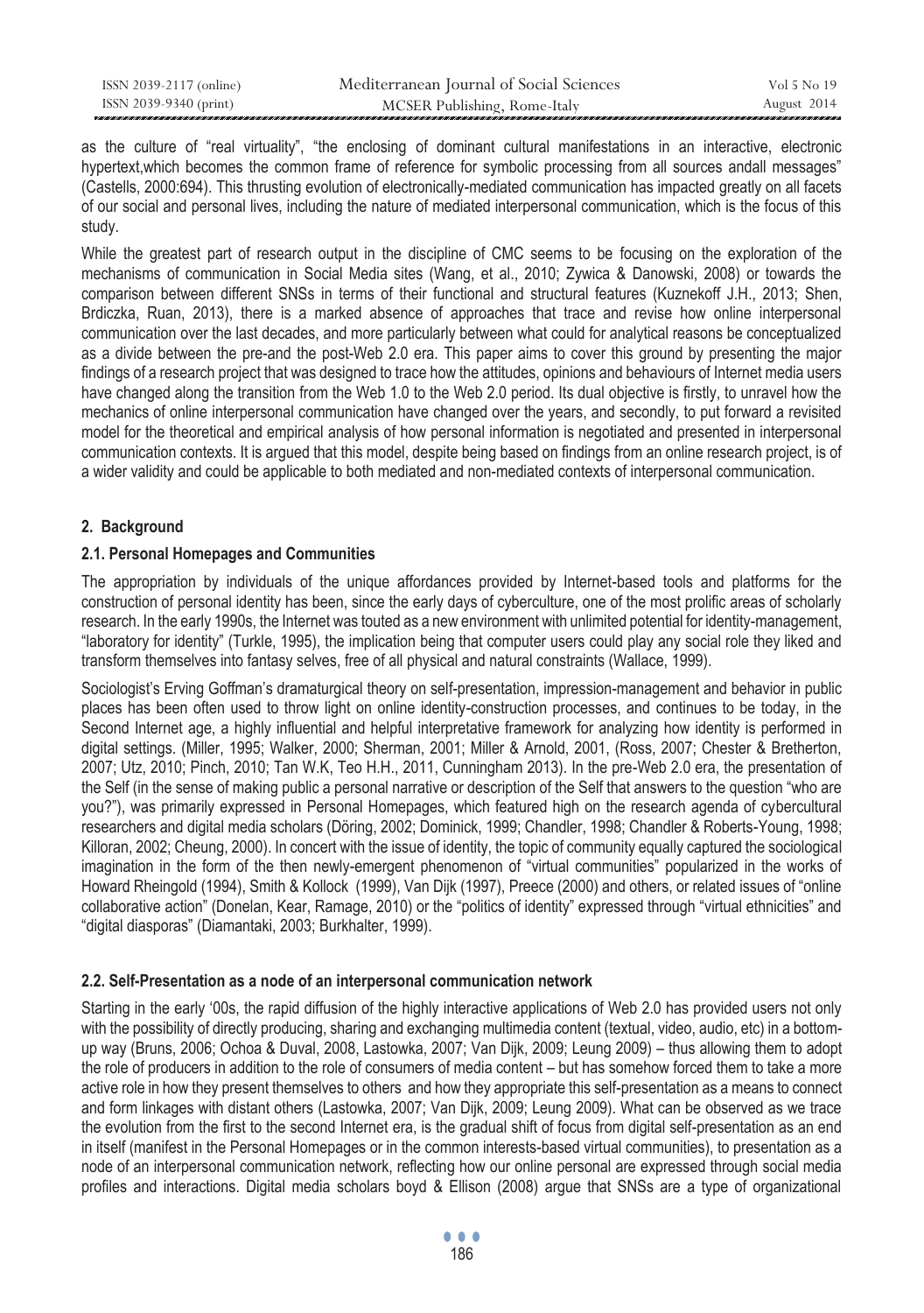as the culture of "real virtuality", "the enclosing of dominant cultural manifestations in an interactive, electronic hypertext,which becomes the common frame of reference for symbolic processing from all sources andall messages" (Castells, 2000:694). This thrusting evolution of electronically-mediated communication has impacted greatly on all facets of our social and personal lives, including the nature of mediated interpersonal communication, which is the focus of this study.

While the greatest part of research output in the discipline of CMC seems to be focusing on the exploration of the mechanisms of communication in Social Media sites (Wang, et al., 2010; Zywica & Danowski, 2008) or towards the comparison between different SNSs in terms of their functional and structural features (Kuznekoff J.H., 2013; Shen, Brdiczka, Ruan, 2013), there is a marked absence of approaches that trace and revise how online interpersonal communication over the last decades, and more particularly between what could for analytical reasons be conceptualized as a divide between the pre-and the post-Web 2.0 era. This paper aims to cover this ground by presenting the major findings of a research project that was designed to trace how the attitudes, opinions and behaviours of Internet media users have changed along the transition from the Web 1.0 to the Web 2.0 period. Its dual objective is firstly, to unravel how the mechanics of online interpersonal communication have changed over the years, and secondly, to put forward a revisited model for the theoretical and empirical analysis of how personal information is negotiated and presented in interpersonal communication contexts. It is argued that this model, despite being based on findings from an online research project, is of a wider validity and could be applicable to both mediated and non-mediated contexts of interpersonal communication.

## 2. Background

### 2.1. Personal Homepages and Communities

The appropriation by individuals of the unique affordances provided by Internet-based tools and platforms for the construction of personal identity has been, since the early days of cyberculture, one of the most prolific areas of scholarly research. In the early 1990s, the Internet was touted as a new environment with unlimited potential for identity-management, "laboratory for identity" (Turkle, 1995), the implication being that computer users could play any social role they liked and transform themselves into fantasy selves, free of all physical and natural constraints (Wallace, 1999).

Sociologist's Erving Goffman's dramaturgical theory on self-presentation, impression-management and behavior in public places has been often used to throw light on online identity-construction processes, and continues to be today, in the Second Internet age, a highly influential and helpful interpretative framework for analyzing how identity is performed in digital settings. (Miller, 1995; Walker, 2000; Sherman, 2001; Miller & Arnold, 2001, (Ross, 2007; Chester & Bretherton, 2007; Utz, 2010; Pinch, 2010; Tan W.K, Teo H.H., 2011, Cunningham 2013). In the pre-Web 2.0 era, the presentation of the Self (in the sense of making public a personal narrative or description of the Self that answers to the question "who are you?"), was primarily expressed in Personal Homepages, which featured high on the research agenda of cybercultural researchers and digital media scholars (Döring, 2002; Dominick, 1999; Chandler, 1998; Chandler & Roberts-Young, 1998; Killoran, 2002; Cheung, 2000). In concert with the issue of identity, the topic of community equally captured the sociological imagination in the form of the then newly-emergent phenomenon of "virtual communities" popularized in the works of Howard Rheingold (1994), Smith & Kollock (1999), Van Dijk (1997), Preece (2000) and others, or related issues of "online collaborative action" (Donelan, Kear, Ramage, 2010) or the "politics of identity" expressed through "virtual ethnicities" and "digital diasporas" (Diamantaki, 2003; Burkhalter, 1999).

### 2.2. Self-Presentation as a node of an interpersonal communication network

Starting in the early '00s, the rapid diffusion of the highly interactive applications of Web 2.0 has provided users not only with the possibility of directly producing, sharing and exchanging multimedia content (textual, video, audio, etc) in a bottom-up way (Bruns, 2006; Ochoa & Duval, 2008, Lastowka, 2007; Van Dijk, 2009; Leung 2009) – thus allowing them to adopt the role of producers in addition to the role of consumers of media content – but has somehow forced them to take a more active role in how they present themselves to others and how they appropriate this self-presentation as a means to connect and form linkages with distant others (Lastowka, 2007; Van Dijk, 2009; Leung 2009). What can be observed as we trace the evolution from the first to the second Internet era, is the gradual shift of focus from digital self-presentation as an end in itself (manifest in the Personal Homepages or in the common interests-based virtual communities), to presentation as a node of an interpersonal communication network, reflecting how our online personal are expressed through social media profiles and interactions. Digital media scholars boyd & Ellison (2008) argue that SNSs are a type of organizational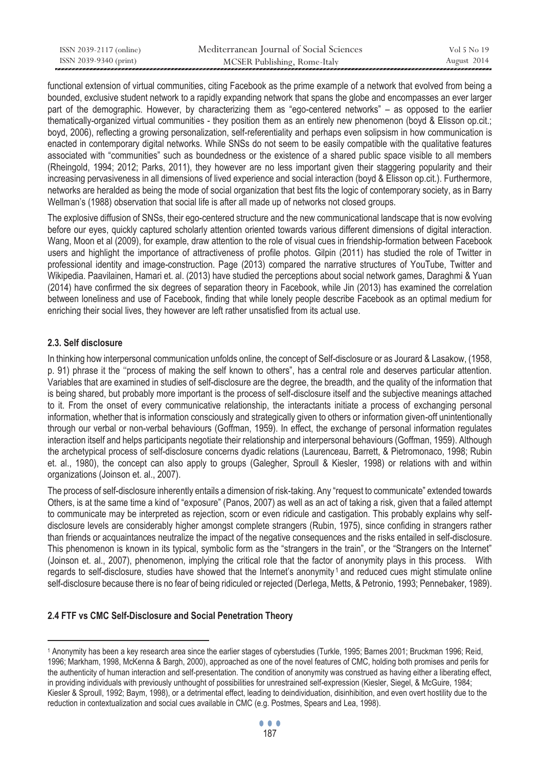functional extension of virtual communities, citing Facebook as the prime example of a network that evolved from being a bounded, exclusive student network to a rapidly expanding network that spans the globe and encompasses an ever larger part of the demographic. However, by characterizing them as "ego-centered networks" – as opposed to the earlier thematically-organized virtual communities - they position them as an entirely new phenomenon (boyd & Elisson op.cit.; boyd, 2006), reflecting a growing personalization, self-referentiality and perhaps even solipsism in how communication is enacted in contemporary digital networks. While SNSs do not seem to be easily compatible with the qualitative features associated with "communities" such as boundedness or the existence of a shared public space visible to all members (Rheingold, 1994; 2012; Parks, 2011), they however are no less important given their staggering popularity and their increasing pervasiveness in all dimensions of lived experience and social interaction (boyd & Elisson op.cit.). Furthermore, networks are heralded as being the mode of social organization that best fits the logic of contemporary society, as in Barry Wellman's (1988) observation that social life is after all made up of networks not closed groups.

The explosive diffusion of SNSs, their ego-centered structure and the new communicational landscape that is now evolving before our eyes, quickly captured scholarly attention oriented towards various different dimensions of digital interaction. Wang, Moon et al (2009), for example, draw attention to the role of visual cues in friendship-formation between Facebook users and highlight the importance of attractiveness of profile photos. Gilpin (2011) has studied the role of Twitter in professional identity and image-construction. Page (2013) compared the narrative structures of YouTube, Twitter and Wikipedia. Paavilainen, Hamari et. al. (2013) have studied the perceptions about social network games, Daraghmi & Yuan (2014) have confirmed the six degrees of separation theory in Facebook, while Jin (2013) has examined the correlation between loneliness and use of Facebook, finding that while lonely people describe Facebook as an optimal medium for enriching their social lives, they however are left rather unsatisfied from its actual use.

### 2.3. Self disclosure

In thinking how interpersonal communication unfolds online, the concept of Self-disclosure or as Jourard & Lasakow, (1958, p. 91) phrase it the ''process of making the self known to others", has a central role and deserves particular attention. Variables that are examined in studies of self-disclosure are the degree, the breadth, and the quality of the information that is being shared, but probably more important is the process of self-disclosure itself and the subjective meanings attached to it. From the onset of every communicative relationship, the interactants initiate a process of exchanging personal information, whether that is information consciously and strategically given to others or information given-off unintentionally through our verbal or non-verbal behaviours (Goffman, 1959). In effect, the exchange of personal information regulates interaction itself and helps participants negotiate their relationship and interpersonal behaviours (Goffman, 1959). Although the archetypical process of self-disclosure concerns dyadic relations (Laurenceau, Barrett, & Pietromonaco, 1998; Rubin et. al., 1980), the concept can also apply to groups (Galegher, Sproull & Kiesler, 1998) or relations with and within organizations (Joinson et. al., 2007).

The process of self-disclosure inherently entails a dimension of risk-taking. Any "request to communicate" extended towards Others, is at the same time a kind of "exposure" (Panos, 2007) as well as an act of taking a risk, given that a failed attempt to communicate may be interpreted as rejection, scorn or even ridicule and castigation. This probably explains why self-disclosure levels are considerably higher amongst complete strangers (Rubin, 1975), since confiding in strangers rather than friends or acquaintances neutralize the impact of the negative consequences and the risks entailed in self-disclosure. This phenomenon is known in its typical, symbolic form as the "strangers in the train", or the "Strangers on the Internet" (Joinson et. al., 2007), phenomenon, implying the critical role that the factor of anonymity plays in this process. With regards to self-disclosure, studies have showed that the Internet's anonymity [1] and reduced cues might stimulate online self-disclosure because there is no fear of being ridiculed or rejected (Derlega, Metts, & Petronio, 1993; Pennebaker, 1989).

### 2.4 FTF vs CMC Self-Disclosure and Social Penetration Theory

[1] Anonymity has been a key research area since the earlier stages of cyberstudies (Turkle, 1995; Barnes 2001; Bruckman 1996; Reid, 1996; Markham, 1998, McKenna & Bargh, 2000), approached as one of the novel features of CMC, holding both promises and perils for the authenticity of human interaction and self-presentation. The condition of anonymity was construed as having either a liberating effect, in providing individuals with previously unthought of possibilities for unrestrained self-expression (Kiesler, Siegel, & McGuire, 1984; Kiesler & Sproull, 1992; Baym, 1998), or a detrimental effect, leading to deindividuation, disinhibition, and even overt hostility due to the reduction in contextualization and social cues available in CMC (e.g. Postmes, Spears and Lea, 1998).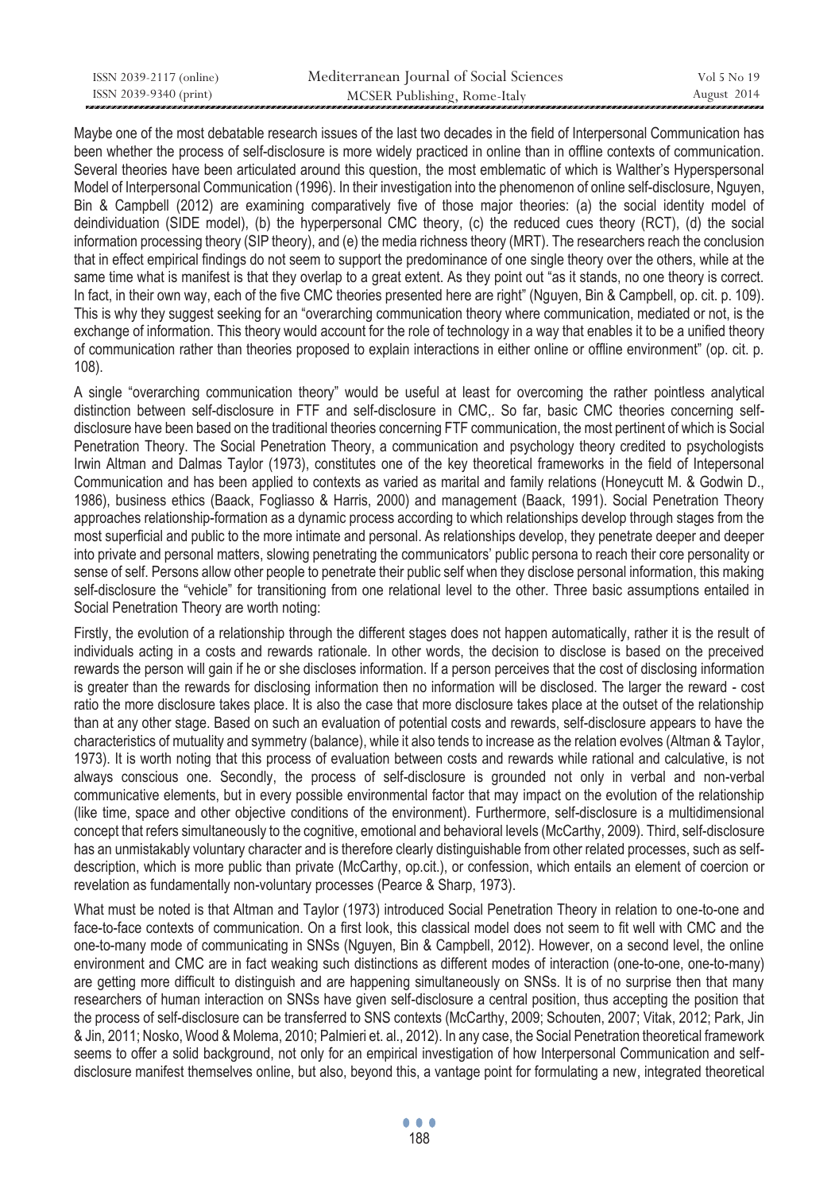Maybe one of the most debatable research issues of the last two decades in the field of Interpersonal Communication has been whether the process of self-disclosure is more widely practiced in online than in offline contexts of communication. Several theories have been articulated around this question, the most emblematic of which is Walther's Hyperspersonal Model of Interpersonal Communication (1996). In their investigation into the phenomenon of online self-disclosure, Nguyen, Bin & Campbell (2012) are examining comparatively five of those major theories: (a) the social identity model of deindividuation (SIDE model), (b) the hyperpersonal CMC theory, (c) the reduced cues theory (RCT), (d) the social information processing theory (SIP theory), and (e) the media richness theory (MRT). The researchers reach the conclusion that in effect empirical findings do not seem to support the predominance of one single theory over the others, while at the same time what is manifest is that they overlap to a great extent. As they point out "as it stands, no one theory is correct. In fact, in their own way, each of the five CMC theories presented here are right" (Nguyen, Bin & Campbell, op. cit. p. 109). This is why they suggest seeking for an "overarching communication theory where communication, mediated or not, is the exchange of information. This theory would account for the role of technology in a way that enables it to be a unified theory of communication rather than theories proposed to explain interactions in either online or offline environment" (op. cit. p. 108).

A single "overarching communication theory" would be useful at least for overcoming the rather pointless analytical distinction between self-disclosure in FTF and self-disclosure in CMC,. So far, basic CMC theories concerning self-disclosure have been based on the traditional theories concerning FTF communication, the most pertinent of which is Social Penetration Theory. The Social Penetration Theory, a communication and psychology theory credited to psychologists Irwin Altman and Dalmas Taylor (1973), constitutes one of the key theoretical frameworks in the field of Intepersonal Communication and has been applied to contexts as varied as marital and family relations (Honeycutt M. & Godwin D., 1986), business ethics (Baack, Fogliasso & Harris, 2000) and management (Baack, 1991). Social Penetration Theory approaches relationship-formation as a dynamic process according to which relationships develop through stages from the most superficial and public to the more intimate and personal. As relationships develop, they penetrate deeper and deeper into private and personal matters, slowing penetrating the communicators' public persona to reach their core personality or sense of self. Persons allow other people to penetrate their public self when they disclose personal information, this making self-disclosure the "vehicle" for transitioning from one relational level to the other. Three basic assumptions entailed in Social Penetration Theory are worth noting:

Firstly, the evolution of a relationship through the different stages does not happen automatically, rather it is the result of individuals acting in a costs and rewards rationale. In other words, the decision to disclose is based on the preceived rewards the person will gain if he or she discloses information. If a person perceives that the cost of disclosing information is greater than the rewards for disclosing information then no information will be disclosed. The larger the reward - cost ratio the more disclosure takes place. It is also the case that more disclosure takes place at the outset of the relationship than at any other stage. Based on such an evaluation of potential costs and rewards, self-disclosure appears to have the characteristics of mutuality and symmetry (balance), while it also tends to increase as the relation evolves (Altman & Taylor, 1973). It is worth noting that this process of evaluation between costs and rewards while rational and calculative, is not always conscious one. Secondly, the process of self-disclosure is grounded not only in verbal and non-verbal communicative elements, but in every possible environmental factor that may impact on the evolution of the relationship (like time, space and other objective conditions of the environment). Furthermore, self-disclosure is a multidimensional concept that refers simultaneously to the cognitive, emotional and behavioral levels (McCarthy, 2009). Third, self-disclosure has an unmistakably voluntary character and is therefore clearly distinguishable from other related processes, such as self-description, which is more public than private (McCarthy, op.cit.), or confession, which entails an element of coercion or revelation as fundamentally non-voluntary processes (Pearce & Sharp, 1973).

What must be noted is that Altman and Taylor (1973) introduced Social Penetration Theory in relation to one-to-one and face-to-face contexts of communication. On a first look, this classical model does not seem to fit well with CMC and the one-to-many mode of communicating in SNSs (Nguyen, Bin & Campbell, 2012). However, on a second level, the online environment and CMC are in fact weaking such distinctions as different modes of interaction (one-to-one, one-to-many) are getting more difficult to distinguish and are happening simultaneously on SNSs. It is of no surprise then that many researchers of human interaction on SNSs have given self-disclosure a central position, thus accepting the position that the process of self-disclosure can be transferred to SNS contexts (McCarthy, 2009; Schouten, 2007; Vitak, 2012; Park, Jin & Jin, 2011; Nosko, Wood & Molema, 2010; Palmieri et. al., 2012). In any case, the Social Penetration theoretical framework seems to offer a solid background, not only for an empirical investigation of how Interpersonal Communication and self-disclosure manifest themselves online, but also, beyond this, a vantage point for formulating a new, integrated theoretical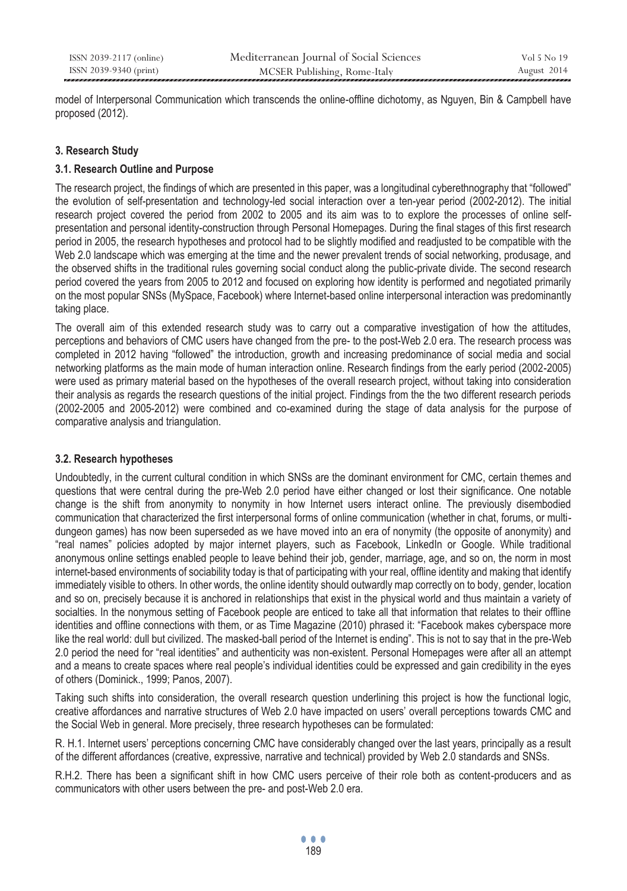model of Interpersonal Communication which transcends the online-offline dichotomy, as Nguyen, Bin & Campbell have proposed (2012).

## 3. Research Study

### 3.1. Research Outline and Purpose

The research project, the findings of which are presented in this paper, was a longitudinal cyberethnography that "followed" the evolution of self-presentation and technology-led social interaction over a ten-year period (2002-2012). The initial research project covered the period from 2002 to 2005 and its aim was to to explore the processes of online self-presentation and personal identity-construction through Personal Homepages. During the final stages of this first research period in 2005, the research hypotheses and protocol had to be slightly modified and readjusted to be compatible with the Web 2.0 landscape which was emerging at the time and the newer prevalent trends of social networking, produsage, and the observed shifts in the traditional rules governing social conduct along the public-private divide. The second research period covered the years from 2005 to 2012 and focused on exploring how identity is performed and negotiated primarily on the most popular SNSs (MySpace, Facebook) where Internet-based online interpersonal interaction was predominantly taking place.

The overall aim of this extended research study was to carry out a comparative investigation of how the attitudes, perceptions and behaviors of CMC users have changed from the pre- to the post-Web 2.0 era. The research process was completed in 2012 having "followed" the introduction, growth and increasing predominance of social media and social networking platforms as the main mode of human interaction online. Research findings from the early period (2002-2005) were used as primary material based on the hypotheses of the overall research project, without taking into consideration their analysis as regards the research questions of the initial project. Findings from the the two different research periods (2002-2005 and 2005-2012) were combined and co-examined during the stage of data analysis for the purpose of comparative analysis and triangulation.

### 3.2. Research hypotheses

Undoubtedly, in the current cultural condition in which SNSs are the dominant environment for CMC, certain themes and questions that were central during the pre-Web 2.0 period have either changed or lost their significance. One notable change is the shift from anonymity to nonymity in how Internet users interact online. The previously disembodied communication that characterized the first interpersonal forms of online communication (whether in chat, forums, or multi-dungeon games) has now been superseded as we have moved into an era of nonymity (the opposite of anonymity) and "real names" policies adopted by major internet players, such as Facebook, LinkedIn or Google. While traditional anonymous online settings enabled people to leave behind their job, gender, marriage, age, and so on, the norm in most internet-based environments of sociability today is that of participating with your real, offline identity and making that identify immediately visible to others. In other words, the online identity should outwardly map correctly on to body, gender, location and so on, precisely because it is anchored in relationships that exist in the physical world and thus maintain a variety of socialties. In the nonymous setting of Facebook people are enticed to take all that information that relates to their offline identities and offline connections with them, or as Time Magazine (2010) phrased it: "Facebook makes cyberspace more like the real world: dull but civilized. The masked-ball period of the Internet is ending". This is not to say that in the pre-Web 2.0 period the need for "real identities" and authenticity was non-existent. Personal Homepages were after all an attempt and a means to create spaces where real people's individual identities could be expressed and gain credibility in the eyes of others (Dominick., 1999; Panos, 2007).

Taking such shifts into consideration, the overall research question underlining this project is how the functional logic, creative affordances and narrative structures of Web 2.0 have impacted on users' overall perceptions towards CMC and the Social Web in general. More precisely, three research hypotheses can be formulated:

R. H.1. Internet users' perceptions concerning CMC have considerably changed over the last years, principally as a result of the different affordances (creative, expressive, narrative and technical) provided by Web 2.0 standards and SNSs.

R.H.2. There has been a significant shift in how CMC users perceive of their role both as content-producers and as communicators with other users between the pre- and post-Web 2.0 era.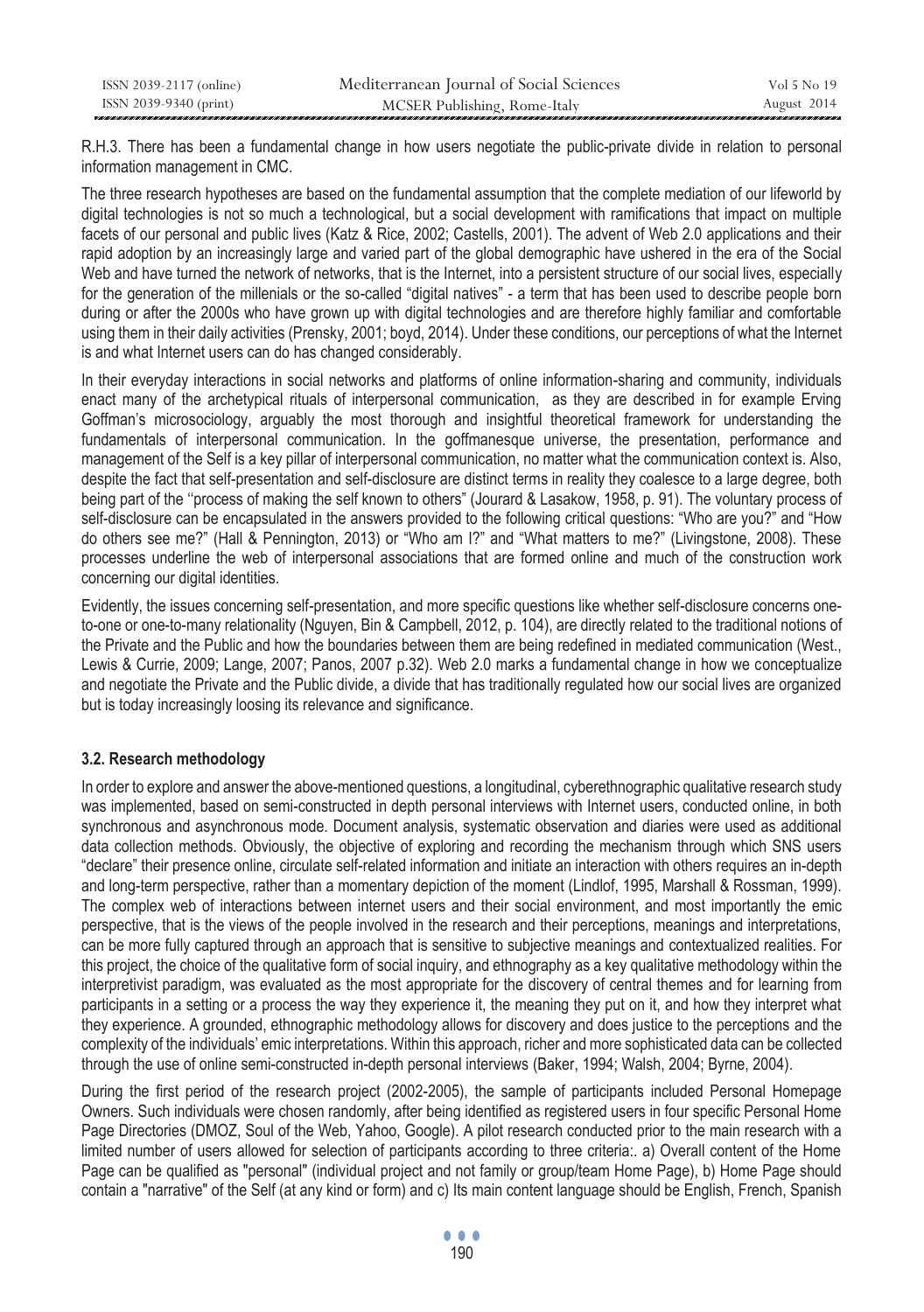R.H.3. There has been a fundamental change in how users negotiate the public-private divide in relation to personal information management in CMC.

The three research hypotheses are based on the fundamental assumption that the complete mediation of our lifeworld by digital technologies is not so much a technological, but a social development with ramifications that impact on multiple facets of our personal and public lives (Katz & Rice, 2002; Castells, 2001). The advent of Web 2.0 applications and their rapid adoption by an increasingly large and varied part of the global demographic have ushered in the era of the Social Web and have turned the network of networks, that is the Internet, into a persistent structure of our social lives, especially for the generation of the millenials or the so-called "digital natives" - a term that has been used to describe people born during or after the 2000s who have grown up with digital technologies and are therefore highly familiar and comfortable using them in their daily activities (Prensky, 2001; boyd, 2014). Under these conditions, our perceptions of what the Internet is and what Internet users can do has changed considerably.

In their everyday interactions in social networks and platforms of online information-sharing and community, individuals enact many of the archetypical rituals of interpersonal communication, as they are described in for example Erving Goffman's microsociology, arguably the most thorough and insightful theoretical framework for understanding the fundamentals of interpersonal communication. In the goffmanesque universe, the presentation, performance and management of the Self is a key pillar of interpersonal communication, no matter what the communication context is. Also, despite the fact that self-presentation and self-disclosure are distinct terms in reality they coalesce to a large degree, both being part of the ''process of making the self known to others" (Jourard & Lasakow, 1958, p. 91). The voluntary process of self-disclosure can be encapsulated in the answers provided to the following critical questions: "Who are you?" and "How do others see me?" (Hall & Pennington, 2013) or "Who am I?" and "What matters to me?" (Livingstone, 2008). These processes underline the web of interpersonal associations that are formed online and much of the construction work concerning our digital identities.

Evidently, the issues concerning self-presentation, and more specific questions like whether self-disclosure concerns one-to-one or one-to-many relationality (Nguyen, Bin & Campbell, 2012, p. 104), are directly related to the traditional notions of the Private and the Public and how the boundaries between them are being redefined in mediated communication (West., Lewis & Currie, 2009; Lange, 2007; Panos, 2007 p.32). Web 2.0 marks a fundamental change in how we conceptualize and negotiate the Private and the Public divide, a divide that has traditionally regulated how our social lives are organized but is today increasingly loosing its relevance and significance.

### 3.2. Research methodology

In order to explore and answer the above-mentioned questions, a longitudinal, cyberethnographic qualitative research study was implemented, based on semi-constructed in depth personal interviews with Internet users, conducted online, in both synchronous and asynchronous mode. Document analysis, systematic observation and diaries were used as additional data collection methods. Obviously, the objective of exploring and recording the mechanism through which SNS users "declare" their presence online, circulate self-related information and initiate an interaction with others requires an in-depth and long-term perspective, rather than a momentary depiction of the moment (Lindlof, 1995, Marshall & Rossman, 1999). The complex web of interactions between internet users and their social environment, and most importantly the emic perspective, that is the views of the people involved in the research and their perceptions, meanings and interpretations, can be more fully captured through an approach that is sensitive to subjective meanings and contextualized realities. For this project, the choice of the qualitative form of social inquiry, and ethnography as a key qualitative methodology within the interpretivist paradigm, was evaluated as the most appropriate for the discovery of central themes and for learning from participants in a setting or a process the way they experience it, the meaning they put on it, and how they interpret what they experience. A grounded, ethnographic methodology allows for discovery and does justice to the perceptions and the complexity of the individuals' emic interpretations. Within this approach, richer and more sophisticated data can be collected through the use of online semi-constructed in-depth personal interviews (Baker, 1994; Walsh, 2004; Byrne, 2004).

During the first period of the research project (2002-2005), the sample of participants included Personal Homepage Owners. Such individuals were chosen randomly, after being identified as registered users in four specific Personal Home Page Directories (DMOZ, Soul of the Web, Yahoo, Google). A pilot research conducted prior to the main research with a limited number of users allowed for selection of participants according to three criteria:. a) Overall content of the Home Page can be qualified as "personal" (individual project and not family or group/team Home Page), b) Home Page should contain a "narrative" of the Self (at any kind or form) and c) Its main content language should be English, French, Spanish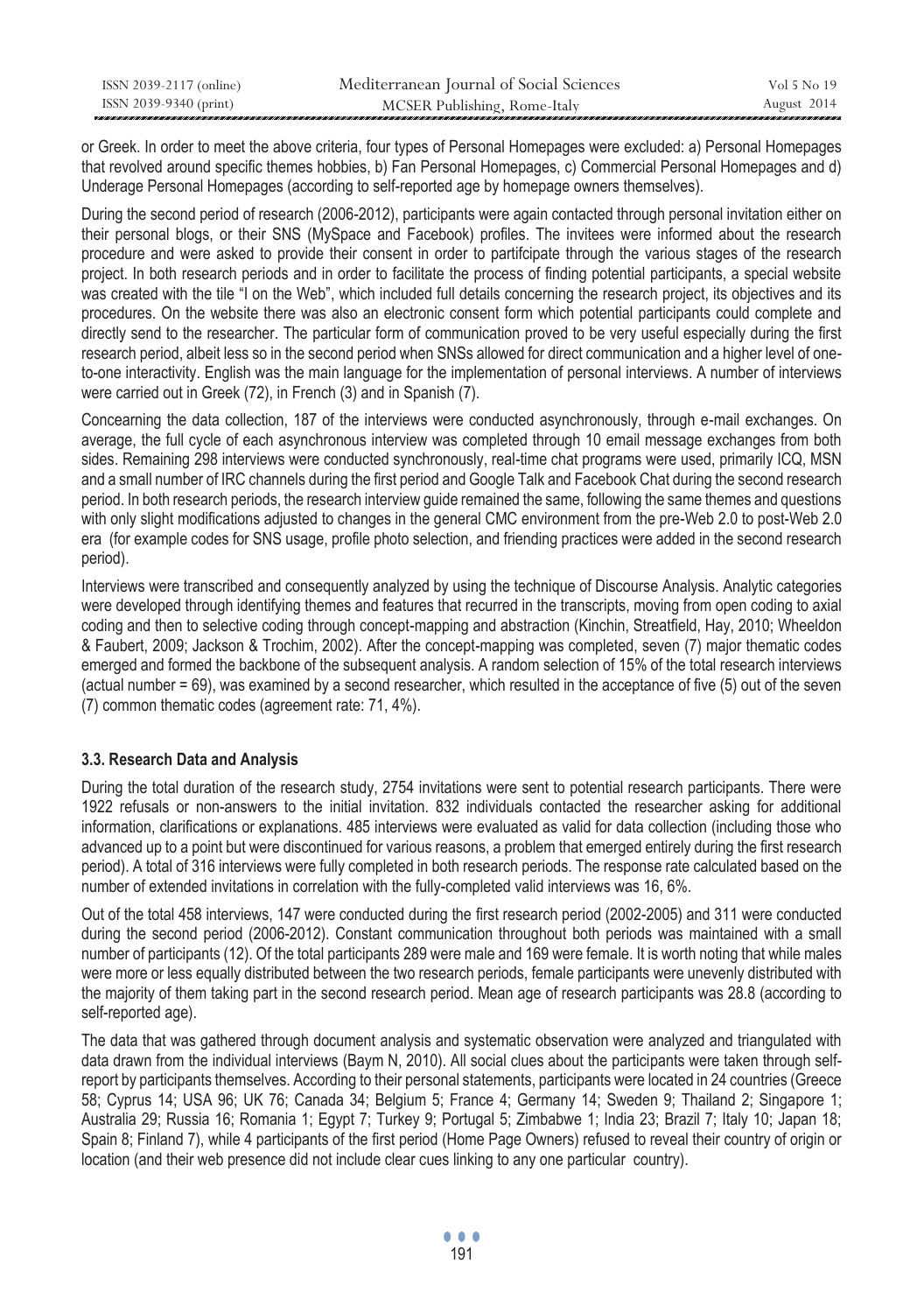or Greek. In order to meet the above criteria, four types of Personal Homepages were excluded: a) Personal Homepages that revolved around specific themes hobbies, b) Fan Personal Homepages, c) Commercial Personal Homepages and d) Underage Personal Homepages (according to self-reported age by homepage owners themselves).

During the second period of research (2006-2012), participants were again contacted through personal invitation either on their personal blogs, or their SNS (MySpace and Facebook) profiles. The invitees were informed about the research procedure and were asked to provide their consent in order to partifcipate through the various stages of the research project. In both research periods and in order to facilitate the process of finding potential participants, a special website was created with the tile "I on the Web", which included full details concerning the research project, its objectives and its procedures. On the website there was also an electronic consent form which potential participants could complete and directly send to the researcher. The particular form of communication proved to be very useful especially during the first research period, albeit less so in the second period when SNSs allowed for direct communication and a higher level of one-to-one interactivity. English was the main language for the implementation of personal interviews. A number of interviews were carried out in Greek (72), in French (3) and in Spanish (7).

Concearning the data collection, 187 of the interviews were conducted asynchronously, through e-mail exchanges. On average, the full cycle of each asynchronous interview was completed through 10 email message exchanges from both sides. Remaining 298 interviews were conducted synchronously, real-time chat programs were used, primarily ICQ, MSN and a small number of IRC channels during the first period and Google Talk and Facebook Chat during the second research period. In both research periods, the research interview guide remained the same, following the same themes and questions with only slight modifications adjusted to changes in the general CMC environment from the pre-Web 2.0 to post-Web 2.0 era (for example codes for SNS usage, profile photo selection, and friending practices were added in the second research period).

Interviews were transcribed and consequently analyzed by using the technique of Discourse Analysis. Analytic categories were developed through identifying themes and features that recurred in the transcripts, moving from open coding to axial coding and then to selective coding through concept-mapping and abstraction (Kinchin, Streatfield, Hay, 2010; Wheeldon & Faubert, 2009; Jackson & Trochim, 2002). After the concept-mapping was completed, seven (7) major thematic codes emerged and formed the backbone of the subsequent analysis. A random selection of 15% of the total research interviews (actual number = 69), was examined by a second researcher, which resulted in the acceptance of five (5) out of the seven (7) common thematic codes (agreement rate: 71, 4%).

### 3.3. Research Data and Analysis

During the total duration of the research study, 2754 invitations were sent to potential research participants. There were 1922 refusals or non-answers to the initial invitation. 832 individuals contacted the researcher asking for additional information, clarifications or explanations. 485 interviews were evaluated as valid for data collection (including those who advanced up to a point but were discontinued for various reasons, a problem that emerged entirely during the first research period). A total of 316 interviews were fully completed in both research periods. The response rate calculated based on the number of extended invitations in correlation with the fully-completed valid interviews was 16, 6%.

Out of the total 458 interviews, 147 were conducted during the first research period (2002-2005) and 311 were conducted during the second period (2006-2012). Constant communication throughout both periods was maintained with a small number of participants (12). Of the total participants 289 were male and 169 were female. It is worth noting that while males were more or less equally distributed between the two research periods, female participants were unevenly distributed with the majority of them taking part in the second research period. Mean age of research participants was 28.8 (according to self-reported age).

The data that was gathered through document analysis and systematic observation were analyzed and triangulated with data drawn from the individual interviews (Baym N, 2010). All social clues about the participants were taken through self-report by participants themselves. According to their personal statements, participants were located in 24 countries (Greece 58; Cyprus 14; USA 96; UK 76; Canada 34; Belgium 5; France 4; Germany 14; Sweden 9; Thailand 2; Singapore 1; Australia 29; Russia 16; Romania 1; Egypt 7; Turkey 9; Portugal 5; Zimbabwe 1; India 23; Brazil 7; Italy 10; Japan 18; Spain 8; Finland 7), while 4 participants of the first period (Home Page Owners) refused to reveal their country of origin or location (and their web presence did not include clear cues linking to any one particular country).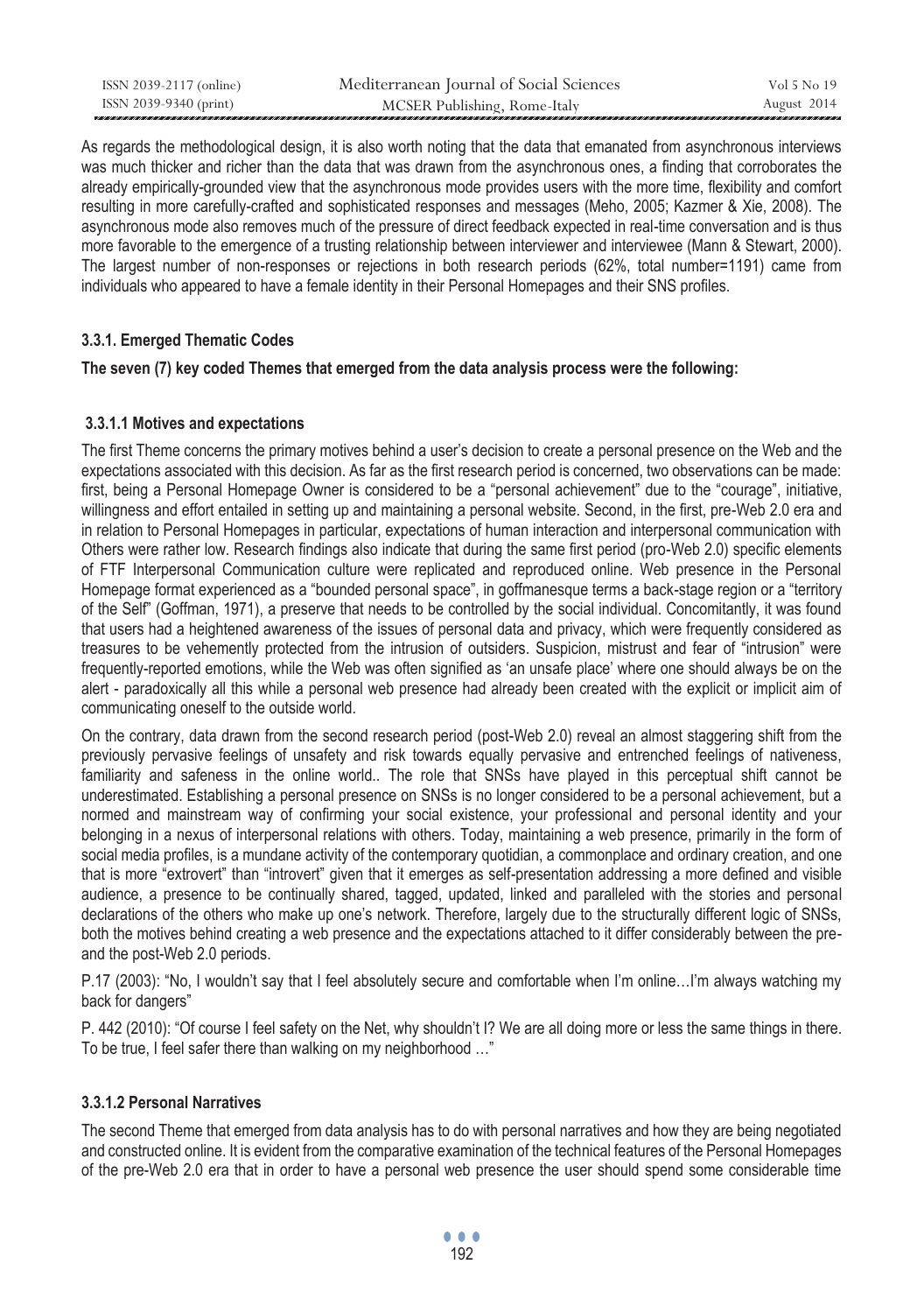As regards the methodological design, it is also worth noting that the data that emanated from asynchronous interviews was much thicker and richer than the data that was drawn from the asynchronous ones, a finding that corroborates the already empirically-grounded view that the asynchronous mode provides users with the more time, flexibility and comfort resulting in more carefully-crafted and sophisticated responses and messages (Meho, 2005; Kazmer & Xie, 2008). The asynchronous mode also removes much of the pressure of direct feedback expected in real-time conversation and is thus more favorable to the emergence of a trusting relationship between interviewer and interviewee (Mann & Stewart, 2000). The largest number of non-responses or rejections in both research periods (62%, total number=1191) came from individuals who appeared to have a female identity in their Personal Homepages and their SNS profiles.

### 3.3.1. Emerged Thematic Codes

**The seven (7) key coded Themes that emerged from the data analysis process were the following:**

#### 3.3.1.1 Motives and expectations

The first Theme concerns the primary motives behind a user's decision to create a personal presence on the Web and the expectations associated with this decision. As far as the first research period is concerned, two observations can be made: first, being a Personal Homepage Owner is considered to be a "personal achievement" due to the "courage", initiative, willingness and effort entailed in setting up and maintaining a personal website. Second, in the first, pre-Web 2.0 era and in relation to Personal Homepages in particular, expectations of human interaction and interpersonal communication with Others were rather low. Research findings also indicate that during the same first period (pro-Web 2.0) specific elements of FTF Interpersonal Communication culture were replicated and reproduced online. Web presence in the Personal Homepage format experienced as a "bounded personal space", in goffmanesque terms a back-stage region or a "territory of the Self" (Goffman, 1971), a preserve that needs to be controlled by the social individual. Concomitantly, it was found that users had a heightened awareness of the issues of personal data and privacy, which were frequently considered as treasures to be vehemently protected from the intrusion of outsiders. Suspicion, mistrust and fear of "intrusion" were frequently-reported emotions, while the Web was often signified as 'an unsafe place' where one should always be on the alert - paradoxically all this while a personal web presence had already been created with the explicit or implicit aim of communicating oneself to the outside world.

On the contrary, data drawn from the second research period (post-Web 2.0) reveal an almost staggering shift from the previously pervasive feelings of unsafety and risk towards equally pervasive and entrenched feelings of nativeness, familiarity and safeness in the online world.. The role that SNSs have played in this perceptual shift cannot be underestimated. Establishing a personal presence on SNSs is no longer considered to be a personal achievement, but a normed and mainstream way of confirming your social existence, your professional and personal identity and your belonging in a nexus of interpersonal relations with others. Today, maintaining a web presence, primarily in the form of social media profiles, is a mundane activity of the contemporary quotidian, a commonplace and ordinary creation, and one that is more "extrovert" than "introvert" given that it emerges as self-presentation addressing a more defined and visible audience, a presence to be continually shared, tagged, updated, linked and paralleled with the stories and personal declarations of the others who make up one's network. Therefore, largely due to the structurally different logic of SNSs, both the motives behind creating a web presence and the expectations attached to it differ considerably between the pre- and the post-Web 2.0 periods.

P.17 (2003): "No, I wouldn't say that I feel absolutely secure and comfortable when I'm online…I'm always watching my back for dangers"

P. 442 (2010): "Of course I feel safety on the Net, why shouldn't I? We are all doing more or less the same things in there. To be true, I feel safer there than walking on my neighborhood …"

#### 3.3.1.2 Personal Narratives

The second Theme that emerged from data analysis has to do with personal narratives and how they are being negotiated and constructed online. It is evident from the comparative examination of the technical features of the Personal Homepages of the pre-Web 2.0 era that in order to have a personal web presence the user should spend some considerable time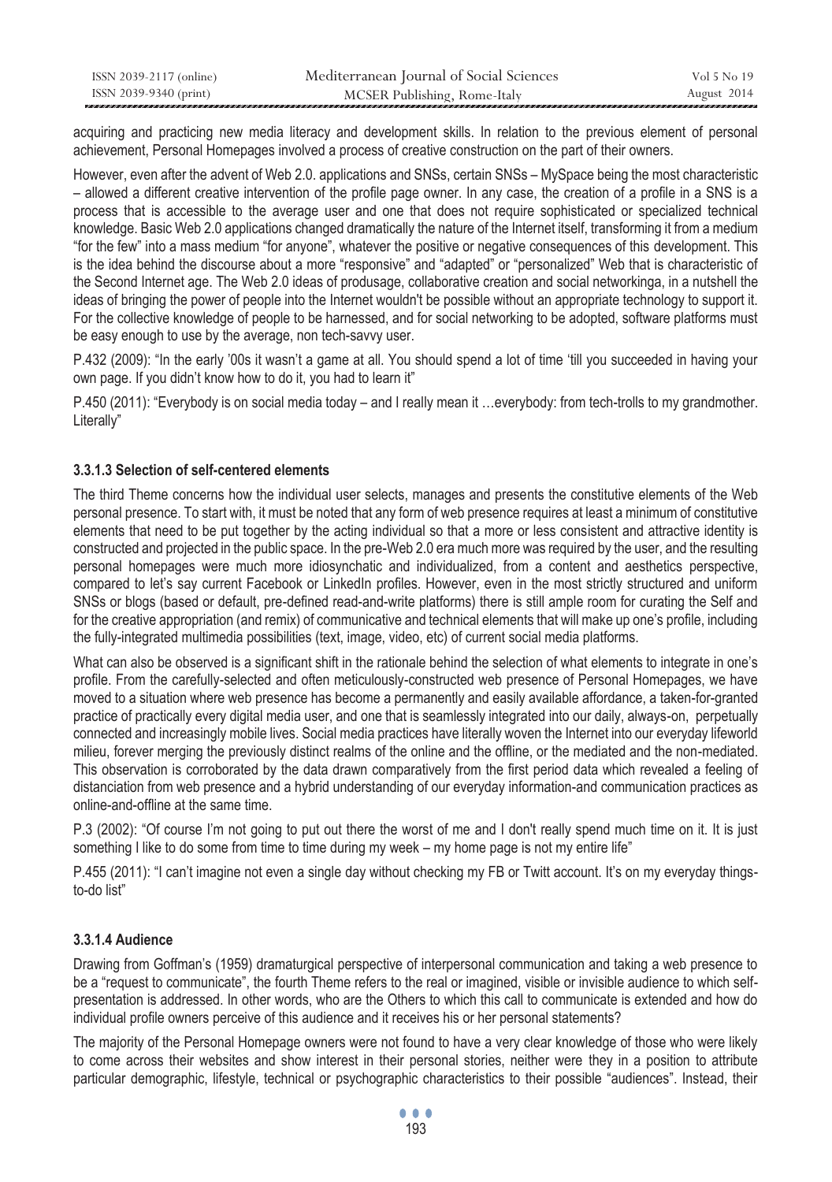acquiring and practicing new media literacy and development skills. In relation to the previous element of personal achievement, Personal Homepages involved a process of creative construction on the part of their owners.

However, even after the advent of Web 2.0. applications and SNSs, certain SNSs – MySpace being the most characteristic – allowed a different creative intervention of the profile page owner. In any case, the creation of a profile in a SNS is a process that is accessible to the average user and one that does not require sophisticated or specialized technical knowledge. Basic Web 2.0 applications changed dramatically the nature of the Internet itself, transforming it from a medium "for the few" into a mass medium "for anyone", whatever the positive or negative consequences of this development. This is the idea behind the discourse about a more "responsive" and "adapted" or "personalized" Web that is characteristic of the Second Internet age. The Web 2.0 ideas of produsage, collaborative creation and social networkinga, in a nutshell the ideas of bringing the power of people into the Internet wouldn't be possible without an appropriate technology to support it. For the collective knowledge of people to be harnessed, and for social networking to be adopted, software platforms must be easy enough to use by the average, non tech-savvy user.

P.432 (2009): "In the early '00s it wasn't a game at all. You should spend a lot of time 'till you succeeded in having your own page. If you didn't know how to do it, you had to learn it"

P.450 (2011): "Everybody is on social media today – and I really mean it …everybody: from tech-trolls to my grandmother. Literally"

#### 3.3.1.3 Selection of self-centered elements

The third Theme concerns how the individual user selects, manages and presents the constitutive elements of the Web personal presence. To start with, it must be noted that any form of web presence requires at least a minimum of constitutive elements that need to be put together by the acting individual so that a more or less consistent and attractive identity is constructed and projected in the public space. In the pre-Web 2.0 era much more was required by the user, and the resulting personal homepages were much more idiosynchatic and individualized, from a content and aesthetics perspective, compared to let's say current Facebook or LinkedIn profiles. However, even in the most strictly structured and uniform SNSs or blogs (based or default, pre-defined read-and-write platforms) there is still ample room for curating the Self and for the creative appropriation (and remix) of communicative and technical elements that will make up one's profile, including the fully-integrated multimedia possibilities (text, image, video, etc) of current social media platforms.

What can also be observed is a significant shift in the rationale behind the selection of what elements to integrate in one's profile. From the carefully-selected and often meticulously-constructed web presence of Personal Homepages, we have moved to a situation where web presence has become a permanently and easily available affordance, a taken-for-granted practice of practically every digital media user, and one that is seamlessly integrated into our daily, always-on, perpetually connected and increasingly mobile lives. Social media practices have literally woven the Internet into our everyday lifeworld milieu, forever merging the previously distinct realms of the online and the offline, or the mediated and the non-mediated. This observation is corroborated by the data drawn comparatively from the first period data which revealed a feeling of distanciation from web presence and a hybrid understanding of our everyday information-and communication practices as online-and-offline at the same time.

P.3 (2002): "Of course I'm not going to put out there the worst of me and I don't really spend much time on it. It is just something I like to do some from time to time during my week – my home page is not my entire life"

P.455 (2011): "I can't imagine not even a single day without checking my FB or Twitt account. It's on my everyday things-to-do list"

#### 3.3.1.4 Audience

Drawing from Goffman's (1959) dramaturgical perspective of interpersonal communication and taking a web presence to be a "request to communicate", the fourth Theme refers to the real or imagined, visible or invisible audience to which self-presentation is addressed. In other words, who are the Others to which this call to communicate is extended and how do individual profile owners perceive of this audience and it receives his or her personal statements?

The majority of the Personal Homepage owners were not found to have a very clear knowledge of those who were likely to come across their websites and show interest in their personal stories, neither were they in a position to attribute particular demographic, lifestyle, technical or psychographic characteristics to their possible "audiences". Instead, their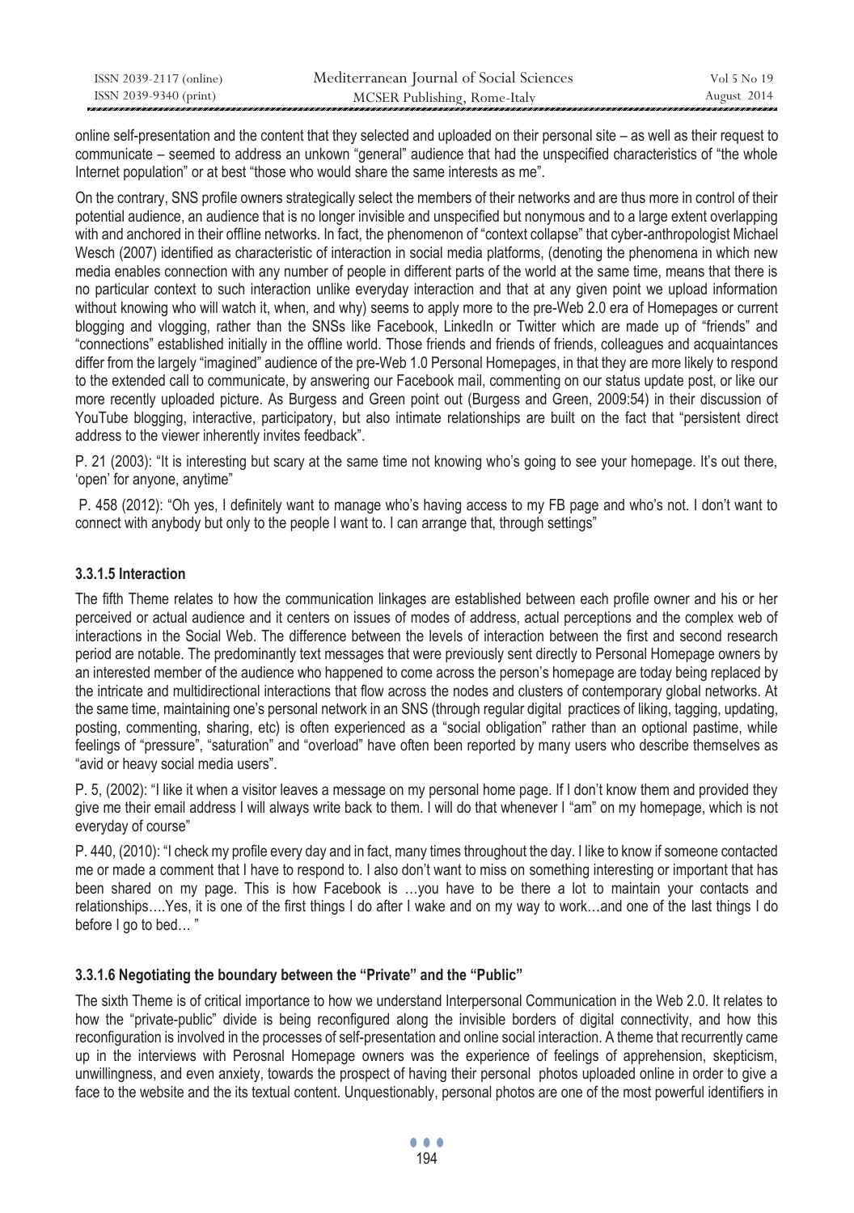online self-presentation and the content that they selected and uploaded on their personal site – as well as their request to communicate – seemed to address an unkown "general" audience that had the unspecified characteristics of "the whole Internet population" or at best "those who would share the same interests as me".

On the contrary, SNS profile owners strategically select the members of their networks and are thus more in control of their potential audience, an audience that is no longer invisible and unspecified but nonymous and to a large extent overlapping with and anchored in their offline networks. In fact, the phenomenon of "context collapse" that cyber-anthropologist Michael Wesch (2007) identified as characteristic of interaction in social media platforms, (denoting the phenomena in which new media enables connection with any number of people in different parts of the world at the same time, means that there is no particular context to such interaction unlike everyday interaction and that at any given point we upload information without knowing who will watch it, when, and why) seems to apply more to the pre-Web 2.0 era of Homepages or current blogging and vlogging, rather than the SNSs like Facebook, LinkedIn or Twitter which are made up of "friends" and "connections" established initially in the offline world. Those friends and friends of friends, colleagues and acquaintances differ from the largely "imagined" audience of the pre-Web 1.0 Personal Homepages, in that they are more likely to respond to the extended call to communicate, by answering our Facebook mail, commenting on our status update post, or like our more recently uploaded picture. As Burgess and Green point out (Burgess and Green, 2009:54) in their discussion of YouTube blogging, interactive, participatory, but also intimate relationships are built on the fact that "persistent direct address to the viewer inherently invites feedback".

P. 21 (2003): "It is interesting but scary at the same time not knowing who's going to see your homepage. It's out there, 'open' for anyone, anytime"

P. 458 (2012): "Oh yes, I definitely want to manage who's having access to my FB page and who's not. I don't want to connect with anybody but only to the people I want to. I can arrange that, through settings"

#### 3.3.1.5 Interaction

The fifth Theme relates to how the communication linkages are established between each profile owner and his or her perceived or actual audience and it centers on issues of modes of address, actual perceptions and the complex web of interactions in the Social Web. The difference between the levels of interaction between the first and second research period are notable. The predominantly text messages that were previously sent directly to Personal Homepage owners by an interested member of the audience who happened to come across the person's homepage are today being replaced by the intricate and multidirectional interactions that flow across the nodes and clusters of contemporary global networks. At the same time, maintaining one's personal network in an SNS (through regular digital practices of liking, tagging, updating, posting, commenting, sharing, etc) is often experienced as a "social obligation" rather than an optional pastime, while feelings of "pressure", "saturation" and "overload" have often been reported by many users who describe themselves as "avid or heavy social media users".

P. 5, (2002): "I like it when a visitor leaves a message on my personal home page. If I don't know them and provided they give me their email address I will always write back to them. I will do that whenever I "am" on my homepage, which is not everyday of course"

P. 440, (2010): "I check my profile every day and in fact, many times throughout the day. I like to know if someone contacted me or made a comment that I have to respond to. I also don't want to miss on something interesting or important that has been shared on my page. This is how Facebook is …you have to be there a lot to maintain your contacts and relationships….Yes, it is one of the first things I do after I wake and on my way to work…and one of the last things I do before I go to bed… "

#### 3.3.1.6 Negotiating the boundary between the "Private" and the "Public"

The sixth Theme is of critical importance to how we understand Interpersonal Communication in the Web 2.0. It relates to how the "private-public" divide is being reconfigured along the invisible borders of digital connectivity, and how this reconfiguration is involved in the processes of self-presentation and online social interaction. A theme that recurrently came up in the interviews with Perosnal Homepage owners was the experience of feelings of apprehension, skepticism, unwillingness, and even anxiety, towards the prospect of having their personal photos uploaded online in order to give a face to the website and the its textual content. Unquestionably, personal photos are one of the most powerful identifiers in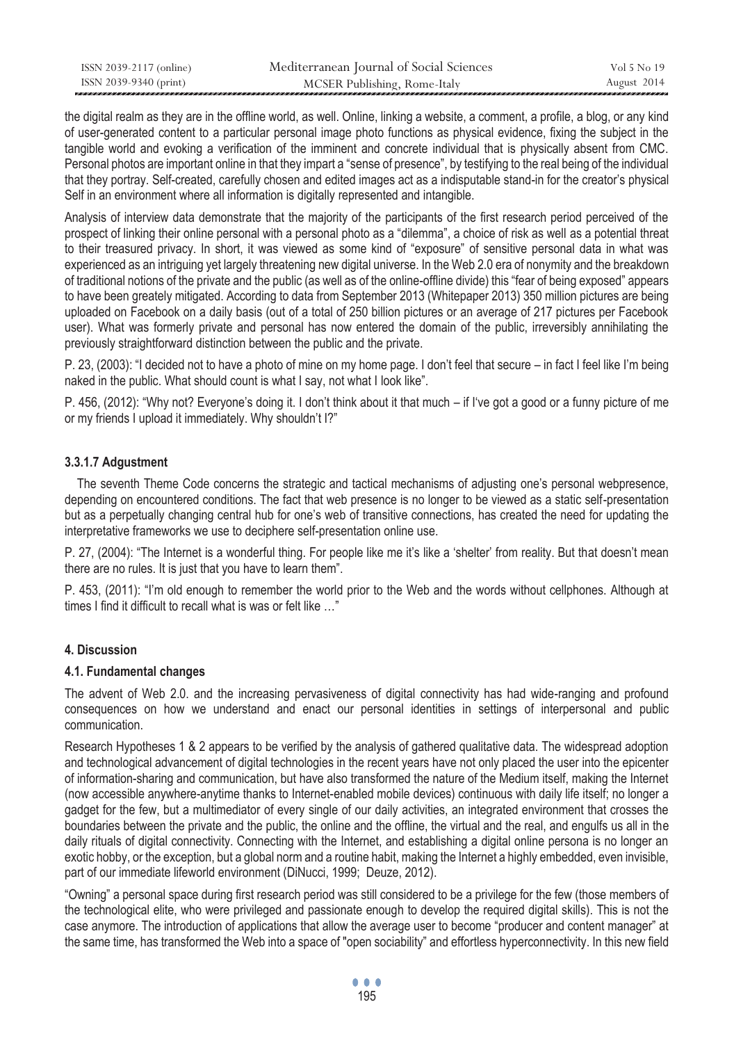the digital realm as they are in the offline world, as well. Online, linking a website, a comment, a profile, a blog, or any kind of user-generated content to a particular personal image photo functions as physical evidence, fixing the subject in the tangible world and evoking a verification of the imminent and concrete individual that is physically absent from CMC. Personal photos are important online in that they impart a "sense of presence", by testifying to the real being of the individual that they portray. Self-created, carefully chosen and edited images act as a indisputable stand-in for the creator's physical Self in an environment where all information is digitally represented and intangible.

Analysis of interview data demonstrate that the majority of the participants of the first research period perceived of the prospect of linking their online personal with a personal photo as a "dilemma", a choice of risk as well as a potential threat to their treasured privacy. In short, it was viewed as some kind of "exposure" of sensitive personal data in what was experienced as an intriguing yet largely threatening new digital universe. In the Web 2.0 era of nonymity and the breakdown of traditional notions of the private and the public (as well as of the online-offline divide) this "fear of being exposed" appears to have been greately mitigated. According to data from September 2013 (Whitepaper 2013) 350 million pictures are being uploaded on Facebook on a daily basis (out of a total of 250 billion pictures or an average of 217 pictures per Facebook user). What was formerly private and personal has now entered the domain of the public, irreversibly annihilating the previously straightforward distinction between the public and the private.

P. 23, (2003): "I decided not to have a photo of mine on my home page. I don't feel that secure – in fact I feel like I'm being naked in the public. What should count is what I say, not what I look like".

P. 456, (2012): "Why not? Everyone's doing it. I don't think about it that much – if I've got a good or a funny picture of me or my friends I upload it immediately. Why shouldn't I?"

#### 3.3.1.7 Adgustment

The seventh Theme Code concerns the strategic and tactical mechanisms of adjusting one's personal webpresence, depending on encountered conditions. The fact that web presence is no longer to be viewed as a static self-presentation but as a perpetually changing central hub for one's web of transitive connections, has created the need for updating the interpretative frameworks we use to deciphere self-presentation online use.

P. 27, (2004): "The Internet is a wonderful thing. For people like me it's like a 'shelter' from reality. But that doesn't mean there are no rules. It is just that you have to learn them".

P. 453, (2011): "I'm old enough to remember the world prior to the Web and the words without cellphones. Although at times I find it difficult to recall what is was or felt like …"

## 4. Discussion

### 4.1. Fundamental changes

The advent of Web 2.0. and the increasing pervasiveness of digital connectivity has had wide-ranging and profound consequences on how we understand and enact our personal identities in settings of interpersonal and public communication.

Research Hypotheses 1 & 2 appears to be verified by the analysis of gathered qualitative data. The widespread adoption and technological advancement of digital technologies in the recent years have not only placed the user into the epicenter of information-sharing and communication, but have also transformed the nature of the Medium itself, making the Internet (now accessible anywhere-anytime thanks to Internet-enabled mobile devices) continuous with daily life itself; no longer a gadget for the few, but a multimediator of every single of our daily activities, an integrated environment that crosses the boundaries between the private and the public, the online and the offline, the virtual and the real, and engulfs us all in the daily rituals of digital connectivity. Connecting with the Internet, and establishing a digital online persona is no longer an exotic hobby, or the exception, but a global norm and a routine habit, making the Internet a highly embedded, even invisible, part of our immediate lifeworld environment (DiNucci, 1999; Deuze, 2012).

"Owning" a personal space during first research period was still considered to be a privilege for the few (those members of the technological elite, who were privileged and passionate enough to develop the required digital skills). This is not the case anymore. The introduction of applications that allow the average user to become "producer and content manager" at the same time, has transformed the Web into a space of "open sociability" and effortless hyperconnectivity. In this new field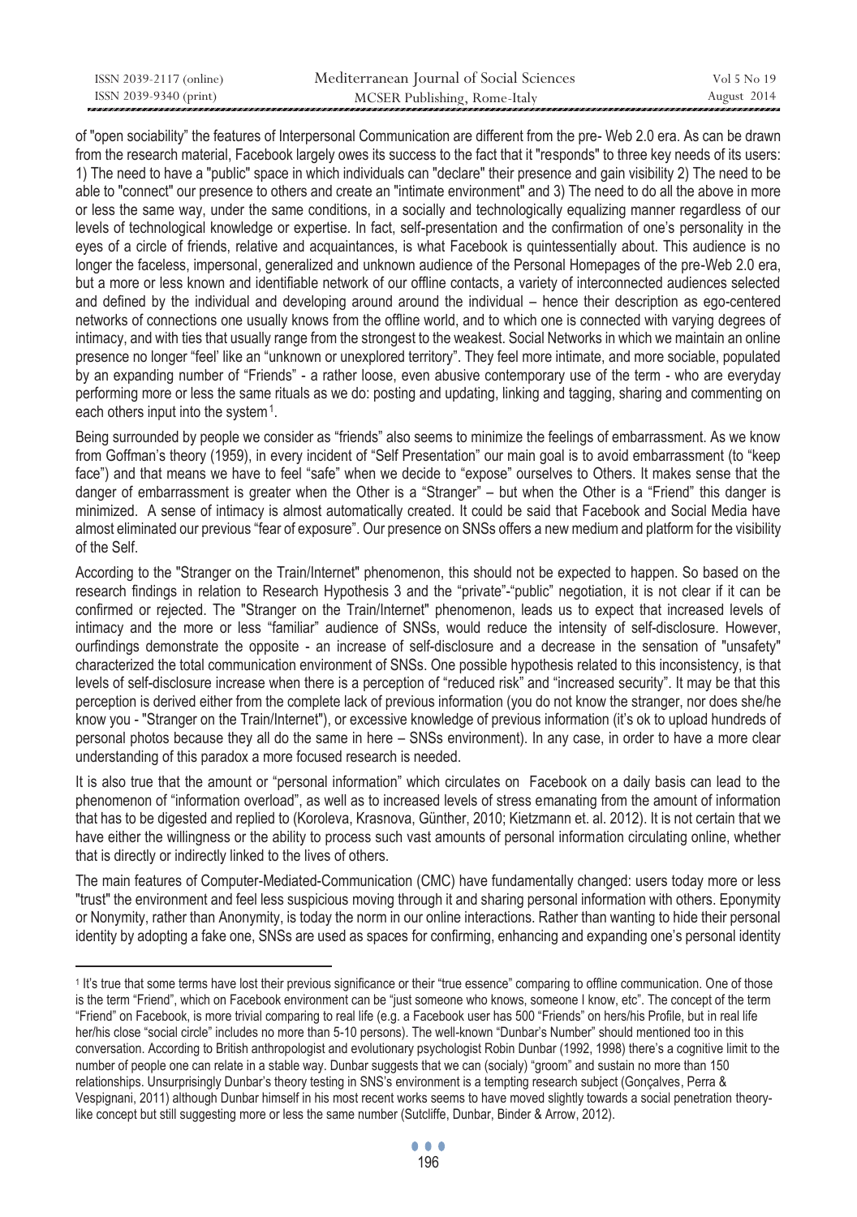of "open sociability" the features of Interpersonal Communication are different from the pre- Web 2.0 era. As can be drawn from the research material, Facebook largely owes its success to the fact that it "responds" to three key needs of its users: 1) The need to have a "public" space in which individuals can "declare" their presence and gain visibility 2) The need to be able to "connect" our presence to others and create an "intimate environment" and 3) The need to do all the above in more or less the same way, under the same conditions, in a socially and technologically equalizing manner regardless of our levels of technological knowledge or expertise. In fact, self-presentation and the confirmation of one's personality in the eyes of a circle of friends, relative and acquaintances, is what Facebook is quintessentially about. This audience is no longer the faceless, impersonal, generalized and unknown audience of the Personal Homepages of the pre-Web 2.0 era, but a more or less known and identifiable network of our offline contacts, a variety of interconnected audiences selected and defined by the individual and developing around around the individual – hence their description as ego-centered networks of connections one usually knows from the offline world, and to which one is connected with varying degrees of intimacy, and with ties that usually range from the strongest to the weakest. Social Networks in which we maintain an online presence no longer "feel' like an "unknown or unexplored territory". They feel more intimate, and more sociable, populated by an expanding number of "Friends" - a rather loose, even abusive contemporary use of the term - who are everyday performing more or less the same rituals as we do: posting and updating, linking and tagging, sharing and commenting on each others input into the system[1].

Being surrounded by people we consider as "friends" also seems to minimize the feelings of embarrassment. As we know from Goffman's theory (1959), in every incident of "Self Presentation" our main goal is to avoid embarrassment (to "keep face") and that means we have to feel "safe" when we decide to "expose" ourselves to Others. It makes sense that the danger of embarrassment is greater when the Other is a "Stranger" – but when the Other is a "Friend" this danger is minimized. A sense of intimacy is almost automatically created. It could be said that Facebook and Social Media have almost eliminated our previous "fear of exposure". Our presence on SNSs offers a new medium and platform for the visibility of the Self.

According to the "Stranger on the Train/Internet" phenomenon, this should not be expected to happen. So based on the research findings in relation to Research Hypothesis 3 and the "private"-"public" negotiation, it is not clear if it can be confirmed or rejected. The "Stranger on the Train/Internet" phenomenon, leads us to expect that increased levels of intimacy and the more or less "familiar" audience of SNSs, would reduce the intensity of self-disclosure. However, ourfindings demonstrate the opposite - an increase of self-disclosure and a decrease in the sensation of "unsafety" characterized the total communication environment of SNSs. One possible hypothesis related to this inconsistency, is that levels of self-disclosure increase when there is a perception of "reduced risk" and "increased security". It may be that this perception is derived either from the complete lack of previous information (you do not know the stranger, nor does she/he know you - "Stranger on the Train/Internet"), or excessive knowledge of previous information (it's ok to upload hundreds of personal photos because they all do the same in here – SNSs environment). In any case, in order to have a more clear understanding of this paradox a more focused research is needed.

It is also true that the amount or "personal information" which circulates on Facebook on a daily basis can lead to the phenomenon of "information overload", as well as to increased levels of stress emanating from the amount of information that has to be digested and replied to (Koroleva, Krasnova, Günther, 2010; Kietzmann et. al. 2012). It is not certain that we have either the willingness or the ability to process such vast amounts of personal information circulating online, whether that is directly or indirectly linked to the lives of others.

The main features of Computer-Mediated-Communication (CMC) have fundamentally changed: users today more or less "trust" the environment and feel less suspicious moving through it and sharing personal information with others. Eponymity or Nonymity, rather than Anonymity, is today the norm in our online interactions. Rather than wanting to hide their personal identity by adopting a fake one, SNSs are used as spaces for confirming, enhancing and expanding one's personal identity

---

[1] It's true that some terms have lost their previous significance or their "true essence" comparing to offline communication. One of those is the term "Friend", which on Facebook environment can be "just someone who knows, someone I know, etc". The concept of the term "Friend" on Facebook, is more trivial comparing to real life (e.g. a Facebook user has 500 "Friends" on hers/his Profile, but in real life her/his close "social circle" includes no more than 5-10 persons). The well-known "Dunbar's Number" should mentioned too in this conversation. According to British anthropologist and evolutionary psychologist Robin Dunbar (1992, 1998) there's a cognitive limit to the number of people one can relate in a stable way. Dunbar suggests that we can (socialy) "groom" and sustain no more than 150 relationships. Unsurprisingly Dunbar's theory testing in SNS's environment is a tempting research subject (Gonçalves, Perra & Vespignani, 2011) although Dunbar himself in his most recent works seems to have moved slightly towards a social penetration theory-like concept but still suggesting more or less the same number (Sutcliffe, Dunbar, Binder & Arrow, 2012).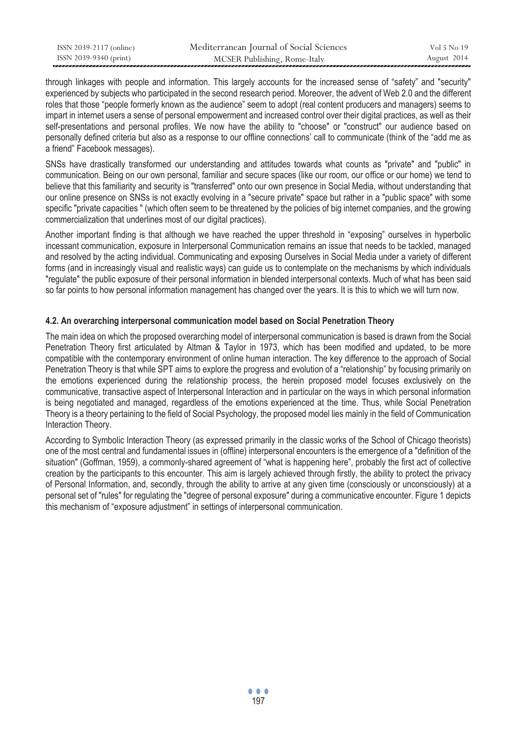through linkages with people and information. This largely accounts for the increased sense of "safety" and "security" experienced by subjects who participated in the second research period. Moreover, the advent of Web 2.0 and the different roles that those "people formerly known as the audience" seem to adopt (real content producers and managers) seems to impart in internet users a sense of personal empowerment and increased control over their digital practices, as well as their self-presentations and personal profiles. We now have the ability to "choose" or "construct" our audience based on personally defined criteria but also as a response to our offline connections' call to communicate (think of the "add me as a friend" Facebook messages).

SNSs have drastically transformed our understanding and attitudes towards what counts as "private" and "public" in communication. Being on our own personal, familiar and secure spaces (like our room, our office or our home) we tend to believe that this familiarity and security is "transferred" onto our own presence in Social Media, without understanding that our online presence on SNSs is not exactly evolving in a "secure private" space but rather in a "public space" with some specific "private capacities " (which often seem to be threatened by the policies of big internet companies, and the growing commercialization that underlines most of our digital practices).

Another important finding is that although we have reached the upper threshold in "exposing" ourselves in hyperbolic incessant communication, exposure in Interpersonal Communication remains an issue that needs to be tackled, managed and resolved by the acting individual. Communicating and exposing Ourselves in Social Media under a variety of different forms (and in increasingly visual and realistic ways) can guide us to contemplate on the mechanisms by which individuals "regulate" the public exposure of their personal information in blended interpersonal contexts. Much of what has been said so far points to how personal information management has changed over the years. It is this to which we will turn now.

### 4.2. An overarching interpersonal communication model based on Social Penetration Theory

The main idea on which the proposed overarching model of interpersonal communication is based is drawn from the Social Penetration Theory first articulated by Altman & Taylor in 1973, which has been modified and updated, to be more compatible with the contemporary environment of online human interaction. The key difference to the approach of Social Penetration Theory is that while SPT aims to explore the progress and evolution of a "relationship" by focusing primarily on the emotions experienced during the relationship process, the herein proposed model focuses exclusively on the communicative, transactive aspect of Interpersonal Interaction and in particular on the ways in which personal information is being negotiated and managed, regardless of the emotions experienced at the time. Thus, while Social Penetration Theory is a theory pertaining to the field of Social Psychology, the proposed model lies mainly in the field of Communication Interaction Theory.

According to Symbolic Interaction Theory (as expressed primarily in the classic works of the School of Chicago theorists) one of the most central and fundamental issues in (offline) interpersonal encounters is the emergence of a "definition of the situation" (Goffman, 1959), a commonly-shared agreement of "what is happening here", probably the first act of collective creation by the participants to this encounter. This aim is largely achieved through firstly, the ability to protect the privacy of Personal Information, and, secondly, through the ability to arrive at any given time (consciously or unconsciously) at a personal set of "rules" for regulating the "degree of personal exposure" during a communicative encounter. Figure 1 depicts this mechanism of "exposure adjustment" in settings of interpersonal communication.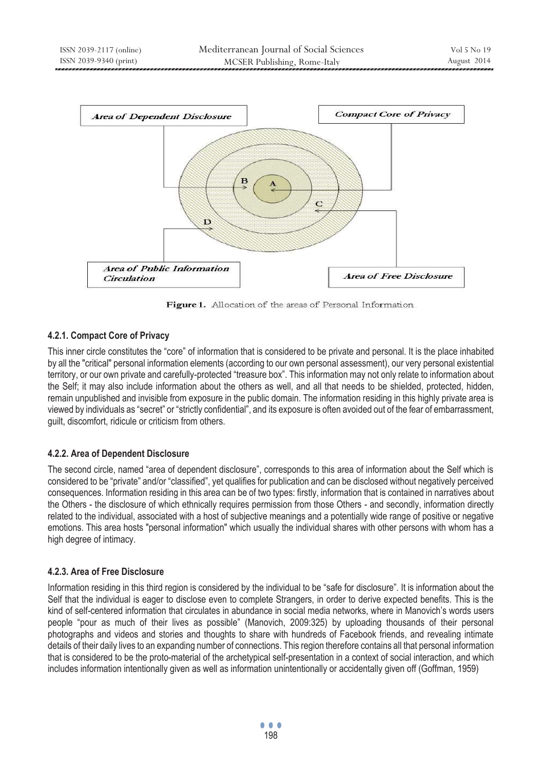Figure 1. Allocation of the areas of Personal Information

### 4.2.1. Compact Core of Privacy

This inner circle constitutes the "core" of information that is considered to be private and personal. It is the place inhabited by all the "critical" personal information elements (according to our own personal assessment), our very personal existential territory, or our own private and carefully-protected "treasure box". This information may not only relate to information about the Self; it may also include information about the others as well, and all that needs to be shielded, protected, hidden, remain unpublished and invisible from exposure in the public domain. The information residing in this highly private area is viewed by individuals as "secret" or "strictly confidential", and its exposure is often avoided out of the fear of embarrassment, guilt, discomfort, ridicule or criticism from others.

### 4.2.2. Area of Dependent Disclosure

The second circle, named "area of dependent disclosure", corresponds to this area of information about the Self which is considered to be "private" and/or "classified", yet qualifies for publication and can be disclosed without negatively perceived consequences. Information residing in this area can be of two types: firstly, information that is contained in narratives about the Others - the disclosure of which ethnically requires permission from those Others - and secondly, information directly related to the individual, associated with a host of subjective meanings and a potentially wide range of positive or negative emotions. This area hosts "personal information" which usually the individual shares with other persons with whom has a high degree of intimacy.

### 4.2.3. Area of Free Disclosure

Information residing in this third region is considered by the individual to be "safe for disclosure". It is information about the Self that the individual is eager to disclose even to complete Strangers, in order to derive expected benefits. This is the kind of self-centered information that circulates in abundance in social media networks, where in Manovich's words users people "pour as much of their lives as possible" (Manovich, 2009:325) by uploading thousands of their personal photographs and videos and stories and thoughts to share with hundreds of Facebook friends, and revealing intimate details of their daily lives to an expanding number of connections. This region therefore contains all that personal information that is considered to be the proto-material of the archetypical self-presentation in a context of social interaction, and which includes information intentionally given as well as information unintentionally or accidentally given off (Goffman, 1959)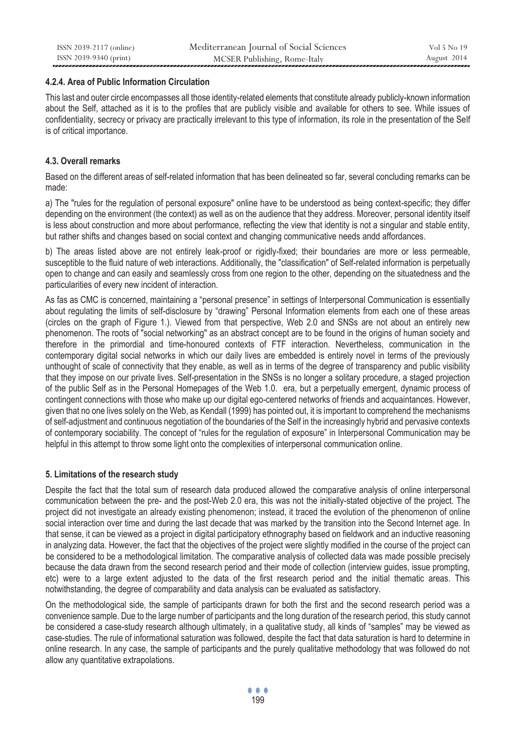#### 4.2.4. Area of Public Information Circulation

This last and outer circle encompasses all those identity-related elements that constitute already publicly-known information about the Self, attached as it is to the profiles that are publicly visible and available for others to see. While issues of confidentiality, secrecy or privacy are practically irrelevant to this type of information, its role in the presentation of the Self is of critical importance.

### 4.3. Overall remarks

Based on the different areas of self-related information that has been delineated so far, several concluding remarks can be made:

a) The "rules for the regulation of personal exposure" online have to be understood as being context-specific; they differ depending on the environment (the context) as well as on the audience that they address. Moreover, personal identity itself is less about construction and more about performance, reflecting the view that identity is not a singular and stable entity, but rather shifts and changes based on social context and changing communicative needs andd affordances.

b) The areas listed above are not entirely leak-proof or rigidly-fixed; their boundaries are more or less permeable, susceptible to the fluid nature of web interactions. Additionally, the "classification" of Self-related information is perpetually open to change and can easily and seamlessly cross from one region to the other, depending on the situatedness and the particularities of every new incident of interaction.

As fas as CMC is concerned, maintaining a "personal presence" in settings of Interpersonal Communication is essentially about regulating the limits of self-disclosure by "drawing" Personal Information elements from each one of these areas (circles on the graph of Figure 1.). Viewed from that perspective, Web 2.0 and SNSs are not about an entirely new phenomenon. The roots of "social networking" as an abstract concept are to be found in the origins of human society and therefore in the primordial and time-honoured contexts of FTF interaction. Nevertheless, communication in the contemporary digital social networks in which our daily lives are embedded is entirely novel in terms of the previously unthought of scale of connectivity that they enable, as well as in terms of the degree of transparency and public visibility that they impose on our private lives. Self-presentation in the SNSs is no longer a solitary procedure, a staged projection of the public Self as in the Personal Homepages of the Web 1.0. era, but a perpetually emergent, dynamic process of contingent connections with those who make up our digital ego-centered networks of friends and acquaintances. However, given that no one lives solely on the Web, as Kendall (1999) has pointed out, it is important to comprehend the mechanisms of self-adjustment and continuous negotiation of the boundaries of the Self in the increasingly hybrid and pervasive contexts of contemporary sociability. The concept of "rules for the regulation of exposure" in Interpersonal Communication may be helpful in this attempt to throw some light onto the complexities of interpersonal communication online.

## 5. Limitations of the research study

Despite the fact that the total sum of research data produced allowed the comparative analysis of online interpersonal communication between the pre- and the post-Web 2.0 era, this was not the initially-stated objective of the project. The project did not investigate an already existing phenomenon; instead, it traced the evolution of the phenomenon of online social interaction over time and during the last decade that was marked by the transition into the Second Internet age. In that sense, it can be viewed as a project in digital participatory ethnography based on fieldwork and an inductive reasoning in analyzing data. However, the fact that the objectives of the project were slightly modified in the course of the project can be considered to be a methodological limitation. The comparative analysis of collected data was made possible precisely because the data drawn from the second research period and their mode of collection (interview guides, issue prompting, etc) were to a large extent adjusted to the data of the first research period and the initial thematic areas. This notwithstanding, the degree of comparability and data analysis can be evaluated as satisfactory.

On the methodological side, the sample of participants drawn for both the first and the second research period was a convenience sample. Due to the large number of participants and the long duration of the research period, this study cannot be considered a case-study research although ultimately, in a qualitative study, all kinds of "samples" may be viewed as case-studies. The rule of informational saturation was followed, despite the fact that data saturation is hard to determine in online research. In any case, the sample of participants and the purely qualitative methodology that was followed do not allow any quantitative extrapolations.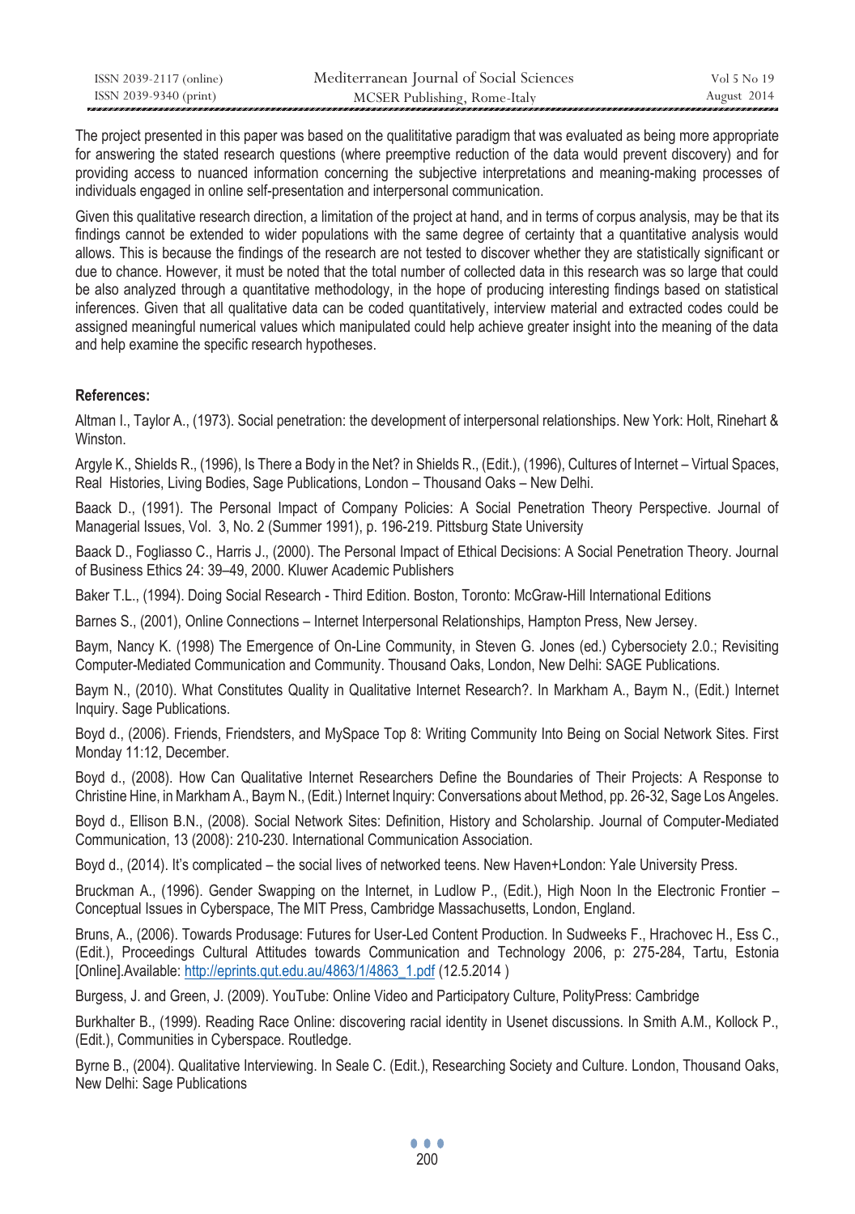The project presented in this paper was based on the qualititative paradigm that was evaluated as being more appropriate for answering the stated research questions (where preemptive reduction of the data would prevent discovery) and for providing access to nuanced information concerning the subjective interpretations and meaning-making processes of individuals engaged in online self-presentation and interpersonal communication.

Given this qualitative research direction, a limitation of the project at hand, and in terms of corpus analysis, may be that its findings cannot be extended to wider populations with the same degree of certainty that a quantitative analysis would allows. This is because the findings of the research are not tested to discover whether they are statistically significant or due to chance. However, it must be noted that the total number of collected data in this research was so large that could be also analyzed through a quantitative methodology, in the hope of producing interesting findings based on statistical inferences. Given that all qualitative data can be coded quantitatively, interview material and extracted codes could be assigned meaningful numerical values which manipulated could help achieve greater insight into the meaning of the data and help examine the specific research hypotheses.

**References:**

Altman I., Taylor A., (1973). Social penetration: the development of interpersonal relationships. New York: Holt, Rinehart & Winston.

Argyle K., Shields R., (1996), Is There a Body in the Net? in Shields R., (Edit.), (1996), Cultures of Internet – Virtual Spaces, Real Histories, Living Bodies, Sage Publications, London – Thousand Oaks – New Delhi.

Baack D., (1991). The Personal Impact of Company Policies: A Social Penetration Theory Perspective. Journal of Managerial Issues, Vol. 3, No. 2 (Summer 1991), p. 196-219. Pittsburg State University

Baack D., Fogliasso C., Harris J., (2000). The Personal Impact of Ethical Decisions: A Social Penetration Theory. Journal of Business Ethics 24: 39–49, 2000. Kluwer Academic Publishers

Baker T.L., (1994). Doing Social Research - Third Edition. Boston, Toronto: McGraw-Hill International Editions

Barnes S., (2001), Online Connections – Internet Interpersonal Relationships, Hampton Press, New Jersey.

Baym, Nancy K. (1998) The Emergence of On-Line Community, in Steven G. Jones (ed.) Cybersociety 2.0.; Revisiting Computer-Mediated Communication and Community. Thousand Oaks, London, New Delhi: SAGE Publications.

Baym N., (2010). What Constitutes Quality in Qualitative Internet Research?. In Markham A., Baym N., (Edit.) Internet Inquiry. Sage Publications.

Boyd d., (2006). Friends, Friendsters, and MySpace Top 8: Writing Community Into Being on Social Network Sites. First Monday 11:12, December.

Boyd d., (2008). How Can Qualitative Internet Researchers Define the Boundaries of Their Projects: A Response to Christine Hine, in Markham A., Baym N., (Edit.) Internet Inquiry: Conversations about Method, pp. 26-32, Sage Los Angeles.

Boyd d., Ellison B.N., (2008). Social Network Sites: Definition, History and Scholarship. Journal of Computer-Mediated Communication, 13 (2008): 210-230. International Communication Association.

Boyd d., (2014). It's complicated – the social lives of networked teens. New Haven+London: Yale University Press.

Bruckman A., (1996). Gender Swapping on the Internet, in Ludlow P., (Edit.), High Noon In the Electronic Frontier – Conceptual Issues in Cyberspace, The MIT Press, Cambridge Massachusetts, London, England.

Bruns, A., (2006). Towards Produsage: Futures for User-Led Content Production. In Sudweeks F., Hrachovec H., Ess C., (Edit.), Proceedings Cultural Attitudes towards Communication and Technology 2006, p: 275-284, Tartu, Estonia [Online].Available: http://eprints.qut.edu.au/4863/1/4863_1.pdf (12.5.2014 )

Burgess, J. and Green, J. (2009). YouTube: Online Video and Participatory Culture, PolityPress: Cambridge

Burkhalter B., (1999). Reading Race Online: discovering racial identity in Usenet discussions. In Smith A.M., Kollock P., (Edit.), Communities in Cyberspace. Routledge.

Byrne B., (2004). Qualitative Interviewing. In Seale C. (Edit.), Researching Society and Culture. London, Thousand Oaks, New Delhi: Sage Publications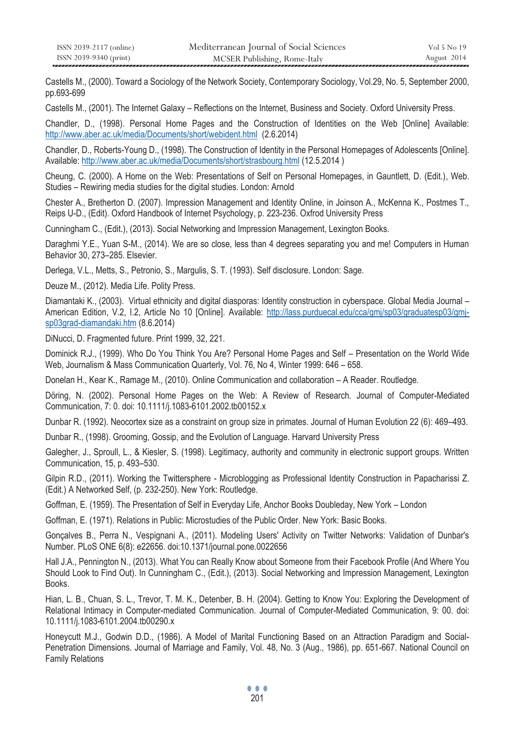Castells M., (2000). Toward a Sociology of the Network Society, Contemporary Sociology, Vol.29, No. 5, September 2000, pp.693-699

Castells M., (2001). The Internet Galaxy – Reflections on the Internet, Business and Society. Oxford University Press.

Chandler, D., (1998). Personal Home Pages and the Construction of Identities on the Web [Online] Available: http://www.aber.ac.uk/media/Documents/short/webident.html (2.6.2014)

Chandler, D., Roberts-Young D., (1998). The Construction of Identity in the Personal Homepages of Adolescents [Online]. Available: http://www.aber.ac.uk/media/Documents/short/strasbourg.html (12.5.2014 )

Cheung, C. (2000). A Home on the Web: Presentations of Self on Personal Homepages, in Gauntlett, D. (Edit.), Web. Studies – Rewiring media studies for the digital studies. London: Arnold

Chester A., Bretherton D. (2007). Impression Management and Identity Online, in Joinson A., McKenna K., Postmes T., Reips U-D., (Edit). Oxford Handbook of Internet Psychology, p. 223-236. Oxfrod University Press

Cunningham C., (Edit.), (2013). Social Networking and Impression Management, Lexington Books.

Daraghmi Y.E., Yuan S-M., (2014). We are so close, less than 4 degrees separating you and me! Computers in Human Behavior 30, 273–285. Elsevier.

Derlega, V.L., Metts, S., Petronio, S., Margulis, S. T. (1993). Self disclosure. London: Sage.

Deuze M., (2012). Media Life. Polity Press.

Diamantaki K., (2003). Virtual ethnicity and digital diasporas: Identity construction in cyberspace. Global Media Journal – American Edition, V.2, I.2, Article No 10 [Online]. Available: http://lass.purduecal.edu/cca/gmj/sp03/graduatesp03/gmj-sp03grad-diamandaki.htm (8.6.2014)

DiNucci, D. Fragmented future. Print 1999, 32, 221.

Dominick R.J., (1999). Who Do You Think You Are? Personal Home Pages and Self – Presentation on the World Wide Web, Journalism & Mass Communication Quarterly, Vol. 76, No 4, Winter 1999: 646 – 658.

Donelan H., Kear K., Ramage M., (2010). Online Communication and collaboration – A Reader. Routledge.

Döring, N. (2002). Personal Home Pages on the Web: A Review of Research. Journal of Computer-Mediated Communication, 7: 0. doi: 10.1111/j.1083-6101.2002.tb00152.x

Dunbar R. (1992). Neocortex size as a constraint on group size in primates. Journal of Human Evolution 22 (6): 469–493.

Dunbar R., (1998). Grooming, Gossip, and the Evolution of Language. Harvard University Press

Galegher, J., Sproull, L., & Kiesler, S. (1998). Legitimacy, authority and community in electronic support groups. Written Communication, 15, p. 493–530.

Gilpin R.D., (2011). Working the Twittersphere - Microblogging as Professional Identity Construction in Papacharissi Z. (Edit.) A Networked Self, (p. 232-250). New York: Routledge.

Goffman, E. (1959). The Presentation of Self in Everyday Life, Anchor Books Doubleday, New York – London

Goffman, E. (1971). Relations in Public: Microstudies of the Public Order. New York: Basic Books.

Gonçalves B., Perra N., Vespignani A., (2011). Modeling Users' Activity on Twitter Networks: Validation of Dunbar's Number. PLoS ONE 6(8): e22656. doi:10.1371/journal.pone.0022656

Hall J.A., Pennington N., (2013). What You can Really Know about Someone from their Facebook Profile (And Where You Should Look to Find Out). In Cunningham C., (Edit.), (2013). Social Networking and Impression Management, Lexington Books.

Hian, L. B., Chuan, S. L., Trevor, T. M. K., Detenber, B. H. (2004). Getting to Know You: Exploring the Development of Relational Intimacy in Computer-mediated Communication. Journal of Computer-Mediated Communication, 9: 00. doi: 10.1111/j.1083-6101.2004.tb00290.x

Honeycutt M.J., Godwin D.D., (1986). A Model of Marital Functioning Based on an Attraction Paradigm and Social-Penetration Dimensions. Journal of Marriage and Family, Vol. 48, No. 3 (Aug., 1986), pp. 651-667. National Council on Family Relations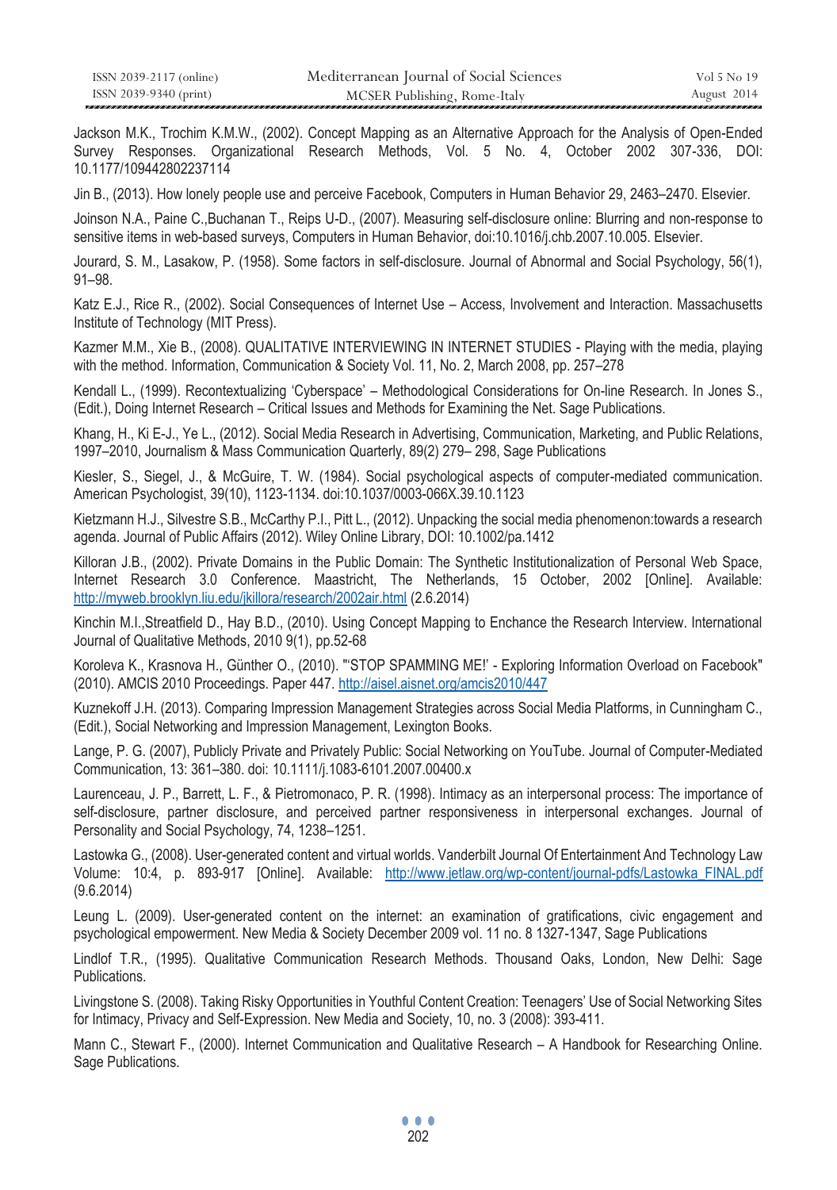Jackson M.K., Trochim K.M.W., (2002). Concept Mapping as an Alternative Approach for the Analysis of Open-Ended Survey Responses. Organizational Research Methods, Vol. 5 No. 4, October 2002 307-336, DOI: 10.1177/109442802237114

Jin B., (2013). How lonely people use and perceive Facebook, Computers in Human Behavior 29, 2463–2470. Elsevier.

Joinson N.A., Paine C.,Buchanan T., Reips U-D., (2007). Measuring self-disclosure online: Blurring and non-response to sensitive items in web-based surveys, Computers in Human Behavior, doi:10.1016/j.chb.2007.10.005. Elsevier.

Jourard, S. M., Lasakow, P. (1958). Some factors in self-disclosure. Journal of Abnormal and Social Psychology, 56(1), 91–98.

Katz E.J., Rice R., (2002). Social Consequences of Internet Use – Access, Involvement and Interaction. Massachusetts Institute of Technology (MIT Press).

Kazmer M.M., Xie B., (2008). QUALITATIVE INTERVIEWING IN INTERNET STUDIES - Playing with the media, playing with the method. Information, Communication & Society Vol. 11, No. 2, March 2008, pp. 257–278

Kendall L., (1999). Recontextualizing 'Cyberspace' – Methodological Considerations for On-line Research. In Jones S., (Edit.), Doing Internet Research – Critical Issues and Methods for Examining the Net. Sage Publications.

Khang, H., Ki E-J., Ye L., (2012). Social Media Research in Advertising, Communication, Marketing, and Public Relations, 1997–2010, Journalism & Mass Communication Quarterly, 89(2) 279– 298, Sage Publications

Kiesler, S., Siegel, J., & McGuire, T. W. (1984). Social psychological aspects of computer-mediated communication. American Psychologist, 39(10), 1123-1134. doi:10.1037/0003-066X.39.10.1123

Kietzmann H.J., Silvestre S.B., McCarthy P.I., Pitt L., (2012). Unpacking the social media phenomenon:towards a research agenda. Journal of Public Affairs (2012). Wiley Online Library, DOI: 10.1002/pa.1412

Killoran J.B., (2002). Private Domains in the Public Domain: The Synthetic Institutionalization of Personal Web Space, Internet Research 3.0 Conference. Maastricht, The Netherlands, 15 October, 2002 [Online]. Available: http://myweb.brooklyn.liu.edu/jkillora/research/2002air.html (2.6.2014)

Kinchin M.I.,Streatfield D., Hay B.D., (2010). Using Concept Mapping to Enchance the Research Interview. International Journal of Qualitative Methods, 2010 9(1), pp.52-68

Koroleva K., Krasnova H., Günther O., (2010). "'STOP SPAMMING ME!' - Exploring Information Overload on Facebook" (2010). AMCIS 2010 Proceedings. Paper 447. http://aisel.aisnet.org/amcis2010/447

Kuznekoff J.H. (2013). Comparing Impression Management Strategies across Social Media Platforms, in Cunningham C., (Edit.), Social Networking and Impression Management, Lexington Books.

Lange, P. G. (2007), Publicly Private and Privately Public: Social Networking on YouTube. Journal of Computer-Mediated Communication, 13: 361–380. doi: 10.1111/j.1083-6101.2007.00400.x

Laurenceau, J. P., Barrett, L. F., & Pietromonaco, P. R. (1998). Intimacy as an interpersonal process: The importance of self-disclosure, partner disclosure, and perceived partner responsiveness in interpersonal exchanges. Journal of Personality and Social Psychology, 74, 1238–1251.

Lastowka G., (2008). User-generated content and virtual worlds. Vanderbilt Journal Of Entertainment And Technology Law Volume: 10:4, p. 893-917 [Online]. Available: http://www.jetlaw.org/wp-content/journal-pdfs/Lastowka_FINAL.pdf (9.6.2014)

Leung L. (2009). User-generated content on the internet: an examination of gratifications, civic engagement and psychological empowerment. New Media & Society December 2009 vol. 11 no. 8 1327-1347, Sage Publications

Lindlof T.R., (1995). Qualitative Communication Research Methods. Thousand Oaks, London, New Delhi: Sage Publications.

Livingstone S. (2008). Taking Risky Opportunities in Youthful Content Creation: Teenagers' Use of Social Networking Sites for Intimacy, Privacy and Self-Expression. New Media and Society, 10, no. 3 (2008): 393-411.

Mann C., Stewart F., (2000). Internet Communication and Qualitative Research – A Handbook for Researching Online. Sage Publications.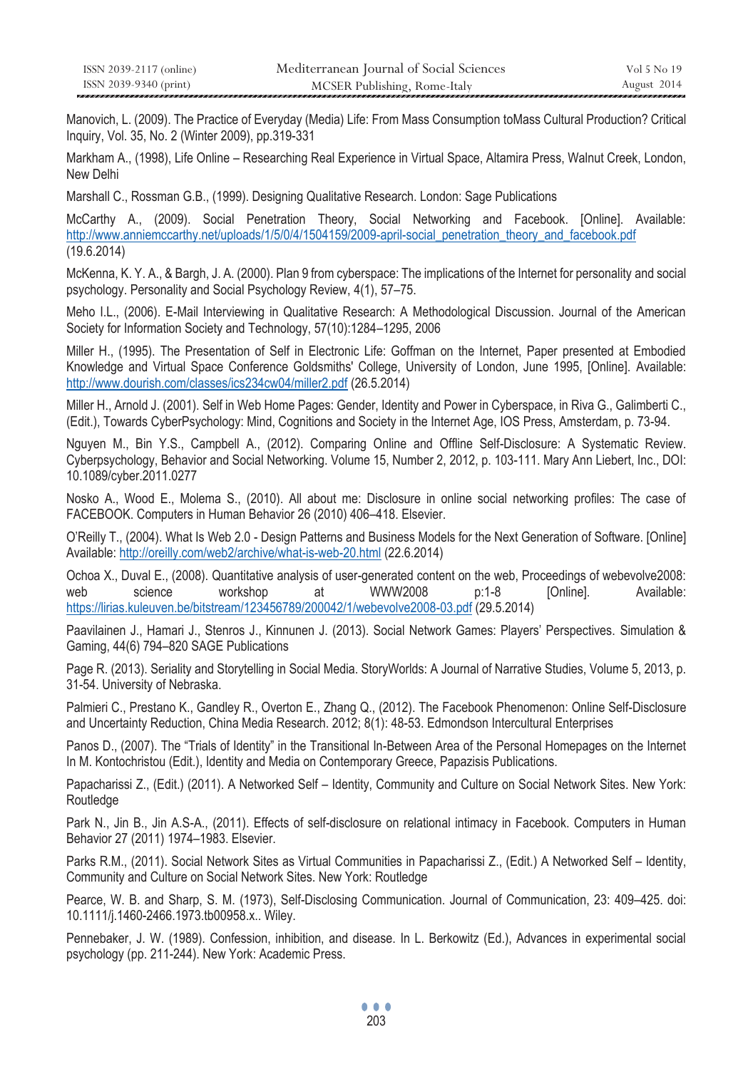Manovich, L. (2009). The Practice of Everyday (Media) Life: From Mass Consumption toMass Cultural Production? Critical Inquiry, Vol. 35, No. 2 (Winter 2009), pp.319-331

Markham A., (1998), Life Online – Researching Real Experience in Virtual Space, Altamira Press, Walnut Creek, London, New Delhi

Marshall C., Rossman G.B., (1999). Designing Qualitative Research. London: Sage Publications

McCarthy A., (2009). Social Penetration Theory, Social Networking and Facebook. [Online]. Available: http://www.anniemccarthy.net/uploads/1/5/0/4/1504159/2009-april-social_penetration_theory_and_facebook.pdf (19.6.2014)

McKenna, K. Y. A., & Bargh, J. A. (2000). Plan 9 from cyberspace: The implications of the Internet for personality and social psychology. Personality and Social Psychology Review, 4(1), 57–75.

Meho I.L., (2006). E-Mail Interviewing in Qualitative Research: A Methodological Discussion. Journal of the American Society for Information Society and Technology, 57(10):1284–1295, 2006

Miller H., (1995). The Presentation of Self in Electronic Life: Goffman on the Internet, Paper presented at Embodied Knowledge and Virtual Space Conference Goldsmiths' College, University of London, June 1995, [Online]. Available: http://www.dourish.com/classes/ics234cw04/miller2.pdf (26.5.2014)

Miller H., Arnold J. (2001). Self in Web Home Pages: Gender, Identity and Power in Cyberspace, in Riva G., Galimberti C., (Edit.), Towards CyberPsychology: Mind, Cognitions and Society in the Internet Age, IOS Press, Amsterdam, p. 73-94.

Nguyen M., Bin Y.S., Campbell A., (2012). Comparing Online and Offline Self-Disclosure: A Systematic Review. Cyberpsychology, Behavior and Social Networking. Volume 15, Number 2, 2012, p. 103-111. Mary Ann Liebert, Inc., DOI: 10.1089/cyber.2011.0277

Nosko A., Wood E., Molema S., (2010). All about me: Disclosure in online social networking profiles: The case of FACEBOOK. Computers in Human Behavior 26 (2010) 406–418. Elsevier.

O'Reilly T., (2004). What Is Web 2.0 - Design Patterns and Business Models for the Next Generation of Software. [Online] Available: http://oreilly.com/web2/archive/what-is-web-20.html (22.6.2014)

Ochoa X., Duval E., (2008). Quantitative analysis of user-generated content on the web, Proceedings of webevolve2008: web science workshop at WWW2008 p:1-8 [Online]. Available: https://lirias.kuleuven.be/bitstream/123456789/200042/1/webevolve2008-03.pdf (29.5.2014)

Paavilainen J., Hamari J., Stenros J., Kinnunen J. (2013). Social Network Games: Players' Perspectives. Simulation & Gaming, 44(6) 794–820 SAGE Publications

Page R. (2013). Seriality and Storytelling in Social Media. StoryWorlds: A Journal of Narrative Studies, Volume 5, 2013, p. 31-54. University of Nebraska.

Palmieri C., Prestano K., Gandley R., Overton E., Zhang Q., (2012). The Facebook Phenomenon: Online Self-Disclosure and Uncertainty Reduction, China Media Research. 2012; 8(1): 48-53. Edmondson Intercultural Enterprises

Panos D., (2007). The "Trials of Identity" in the Transitional In-Between Area of the Personal Homepages on the Internet In M. Kontochristou (Edit.), Identity and Media on Contemporary Greece, Papazisis Publications.

Papacharissi Z., (Edit.) (2011). A Networked Self – Identity, Community and Culture on Social Network Sites. New York: Routledge

Park N., Jin B., Jin A.S-A., (2011). Effects of self-disclosure on relational intimacy in Facebook. Computers in Human Behavior 27 (2011) 1974–1983. Elsevier.

Parks R.M., (2011). Social Network Sites as Virtual Communities in Papacharissi Z., (Edit.) A Networked Self – Identity, Community and Culture on Social Network Sites. New York: Routledge

Pearce, W. B. and Sharp, S. M. (1973), Self-Disclosing Communication. Journal of Communication, 23: 409–425. doi: 10.1111/j.1460-2466.1973.tb00958.x.. Wiley.

Pennebaker, J. W. (1989). Confession, inhibition, and disease. In L. Berkowitz (Ed.), Advances in experimental social psychology (pp. 211-244). New York: Academic Press.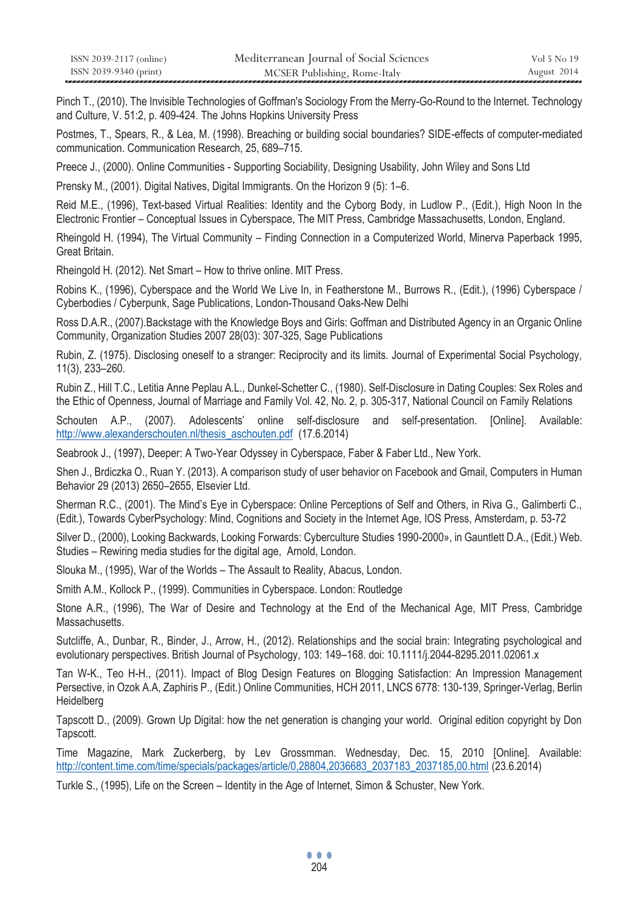Pinch T., (2010). The Invisible Technologies of Goffman's Sociology From the Merry-Go-Round to the Internet. Technology and Culture, V. 51:2, p. 409-424. The Johns Hopkins University Press

Postmes, T., Spears, R., & Lea, M. (1998). Breaching or building social boundaries? SIDE-effects of computer-mediated communication. Communication Research, 25, 689–715.

Preece J., (2000). Online Communities - Supporting Sociability, Designing Usability, John Wiley and Sons Ltd

Prensky M., (2001). Digital Natives, Digital Immigrants. On the Horizon 9 (5): 1–6.

Reid M.E., (1996), Text-based Virtual Realities: Identity and the Cyborg Body, in Ludlow P., (Edit.), High Noon In the Electronic Frontier – Conceptual Issues in Cyberspace, The MIT Press, Cambridge Massachusetts, London, England.

Rheingold H. (1994), The Virtual Community – Finding Connection in a Computerized World, Minerva Paperback 1995, Great Britain.

Rheingold H. (2012). Net Smart – How to thrive online. MIT Press.

Robins K., (1996), Cyberspace and the World We Live In, in Featherstone M., Burrows R., (Edit.), (1996) Cyberspace / Cyberbodies / Cyberpunk, Sage Publications, London-Thousand Oaks-New Delhi

Ross D.A.R., (2007).Backstage with the Knowledge Boys and Girls: Goffman and Distributed Agency in an Organic Online Community, Organization Studies 2007 28(03): 307-325, Sage Publications

Rubin, Z. (1975). Disclosing oneself to a stranger: Reciprocity and its limits. Journal of Experimental Social Psychology, 11(3), 233–260.

Rubin Z., Hill T.C., Letitia Anne Peplau A.L., Dunkel-Schetter C., (1980). Self-Disclosure in Dating Couples: Sex Roles and the Ethic of Openness, Journal of Marriage and Family Vol. 42, No. 2, p. 305-317, National Council on Family Relations

Schouten A.P., (2007). Adolescents' online self-disclosure and self-presentation. [Online]. Available: http://www.alexanderschouten.nl/thesis_aschouten.pdf (17.6.2014)

Seabrook J., (1997), Deeper: A Two-Year Odyssey in Cyberspace, Faber & Faber Ltd., New York.

Shen J., Brdiczka O., Ruan Y. (2013). A comparison study of user behavior on Facebook and Gmail, Computers in Human Behavior 29 (2013) 2650–2655, Elsevier Ltd.

Sherman R.C., (2001). The Mind's Eye in Cyberspace: Online Perceptions of Self and Others, in Riva G., Galimberti C., (Edit.), Towards CyberPsychology: Mind, Cognitions and Society in the Internet Age, IOS Press, Amsterdam, p. 53-72

Silver D., (2000), Looking Backwards, Looking Forwards: Cyberculture Studies 1990-2000», in Gauntlett D.A., (Edit.) Web. Studies – Rewiring media studies for the digital age, Arnold, London.

Slouka M., (1995), War of the Worlds – The Assault to Reality, Abacus, London.

Smith A.M., Kollock P., (1999). Communities in Cyberspace. London: Routledge

Stone A.R., (1996), The War of Desire and Technology at the End of the Mechanical Age, MIT Press, Cambridge Massachusetts.

Sutcliffe, A., Dunbar, R., Binder, J., Arrow, H., (2012). Relationships and the social brain: Integrating psychological and evolutionary perspectives. British Journal of Psychology, 103: 149–168. doi: 10.1111/j.2044-8295.2011.02061.x

Tan W-K., Teo H-H., (2011). Impact of Blog Design Features on Blogging Satisfaction: An Impression Management Persective, in Ozok A.A, Zaphiris P., (Edit.) Online Communities, HCH 2011, LNCS 6778: 130-139, Springer-Verlag, Berlin Heidelberg

Tapscott D., (2009). Grown Up Digital: how the net generation is changing your world. Original edition copyright by Don Tapscott.

Time Magazine, Mark Zuckerberg, by Lev Grossmman. Wednesday, Dec. 15, 2010 [Online]. Available: http://content.time.com/time/specials/packages/article/0,28804,2036683_2037183_2037185,00.html (23.6.2014)

Turkle S., (1995), Life on the Screen – Identity in the Age of Internet, Simon & Schuster, New York.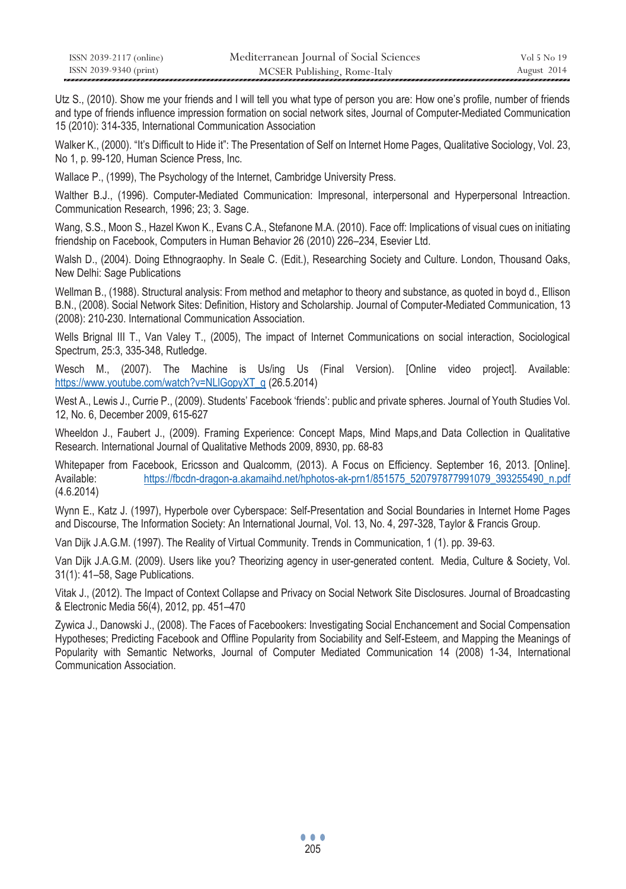Utz S., (2010). Show me your friends and I will tell you what type of person you are: How one's profile, number of friends and type of friends influence impression formation on social network sites, Journal of Computer-Mediated Communication 15 (2010): 314-335, International Communication Association

Walker K., (2000). "It's Difficult to Hide it": The Presentation of Self on Internet Home Pages, Qualitative Sociology, Vol. 23, No 1, p. 99-120, Human Science Press, Inc.

Wallace P., (1999), The Psychology of the Internet, Cambridge University Press.

Walther B.J., (1996). Computer-Mediated Communication: Impresonal, interpersonal and Hyperpersonal Intreaction. Communication Research, 1996; 23; 3. Sage.

Wang, S.S., Moon S., Hazel Kwon K., Evans C.A., Stefanone M.A. (2010). Face off: Implications of visual cues on initiating friendship on Facebook, Computers in Human Behavior 26 (2010) 226–234, Esevier Ltd.

Walsh D., (2004). Doing Ethnograophy. In Seale C. (Edit.), Researching Society and Culture. London, Thousand Oaks, New Delhi: Sage Publications

Wellman B., (1988). Structural analysis: From method and metaphor to theory and substance, as quoted in boyd d., Ellison B.N., (2008). Social Network Sites: Definition, History and Scholarship. Journal of Computer-Mediated Communication, 13 (2008): 210-230. International Communication Association.

Wells Brignal III T., Van Valey T., (2005), The impact of Internet Communications on social interaction, Sociological Spectrum, 25:3, 335-348, Rutledge.

Wesch M., (2007). The Machine is Us/ing Us (Final Version). [Online video project]. Available: https://www.youtube.com/watch?v=NLlGopyXT_g (26.5.2014)

West A., Lewis J., Currie P., (2009). Students' Facebook 'friends': public and private spheres. Journal of Youth Studies Vol. 12, No. 6, December 2009, 615-627

Wheeldon J., Faubert J., (2009). Framing Experience: Concept Maps, Mind Maps,and Data Collection in Qualitative Research. International Journal of Qualitative Methods 2009, 8930, pp. 68-83

Whitepaper from Facebook, Ericsson and Qualcomm, (2013). A Focus on Efficiency. September 16, 2013. [Online]. Available: https://fbcdn-dragon-a.akamaihd.net/hphotos-ak-prn1/851575_520797877991079_393255490_n.pdf (4.6.2014)

Wynn E., Katz J. (1997), Hyperbole over Cyberspace: Self-Presentation and Social Boundaries in Internet Home Pages and Discourse, The Information Society: An International Journal, Vol. 13, No. 4, 297-328, Taylor & Francis Group.

Van Dijk J.A.G.M. (1997). The Reality of Virtual Community. Trends in Communication, 1 (1). pp. 39-63.

Van Dijk J.A.G.M. (2009). Users like you? Theorizing agency in user-generated content. Media, Culture & Society, Vol. 31(1): 41–58, Sage Publications.

Vitak J., (2012). The Impact of Context Collapse and Privacy on Social Network Site Disclosures. Journal of Broadcasting & Electronic Media 56(4), 2012, pp. 451–470

Zywica J., Danowski J., (2008). The Faces of Facebookers: Investigating Social Enchancement and Social Compensation Hypotheses; Predicting Facebook and Offline Popularity from Sociability and Self-Esteem, and Mapping the Meanings of Popularity with Semantic Networks, Journal of Computer Mediated Communication 14 (2008) 1-34, International Communication Association.